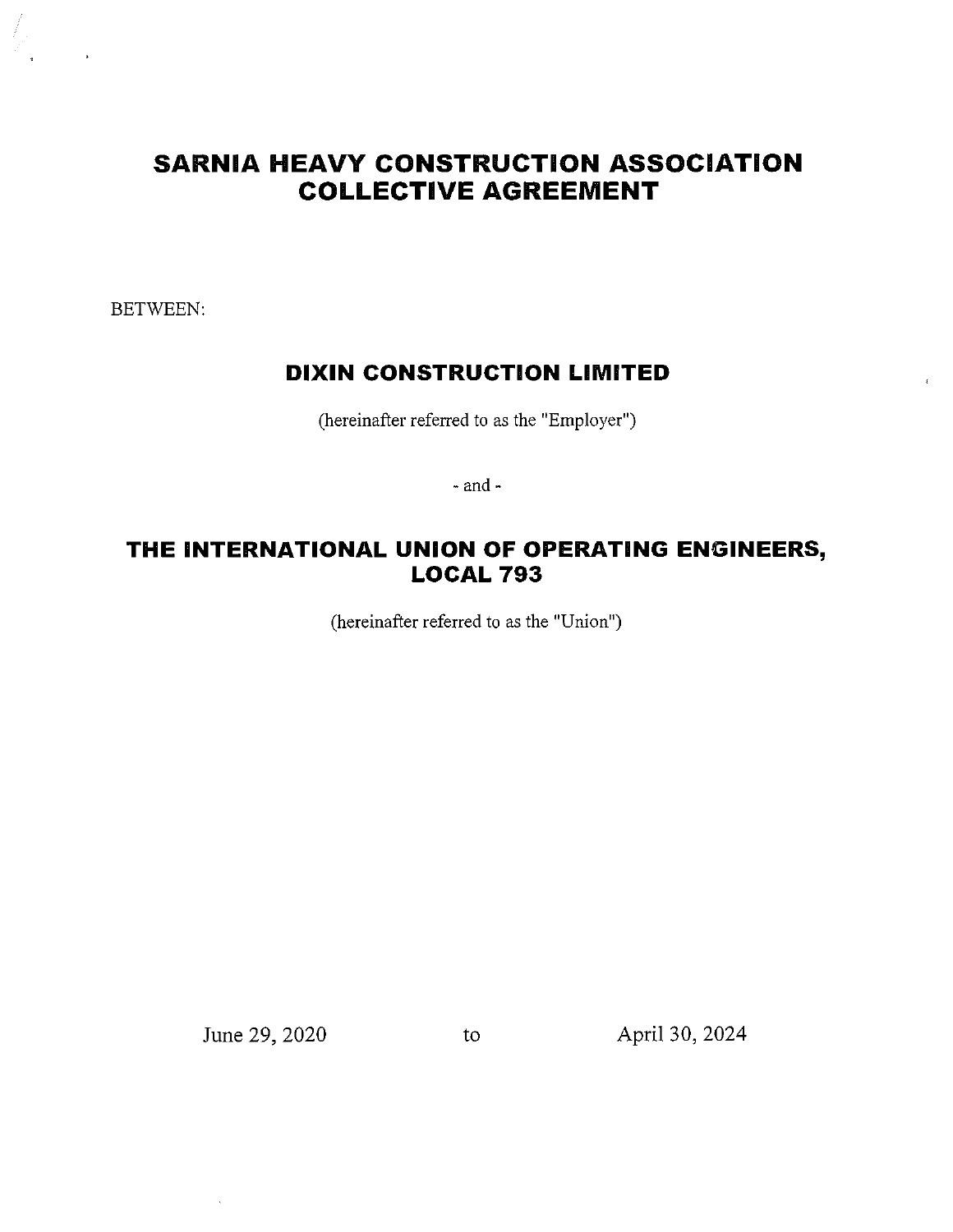# SARNIA HEAVY CONSTRUCTION ASSOCIATION COLLECTIVE AGREEMENT

BETWEEN:

## DIXIN CONSTRUCTION LIMITED

(hereinafter referred to as the "Employer")

- and -

## THE INTERNATIONAL UNION OF OPERATING ENGINEERS, LOCAL 793

(hereinafter referred to as the "Union")

June 29, 2020 to April 30, 2024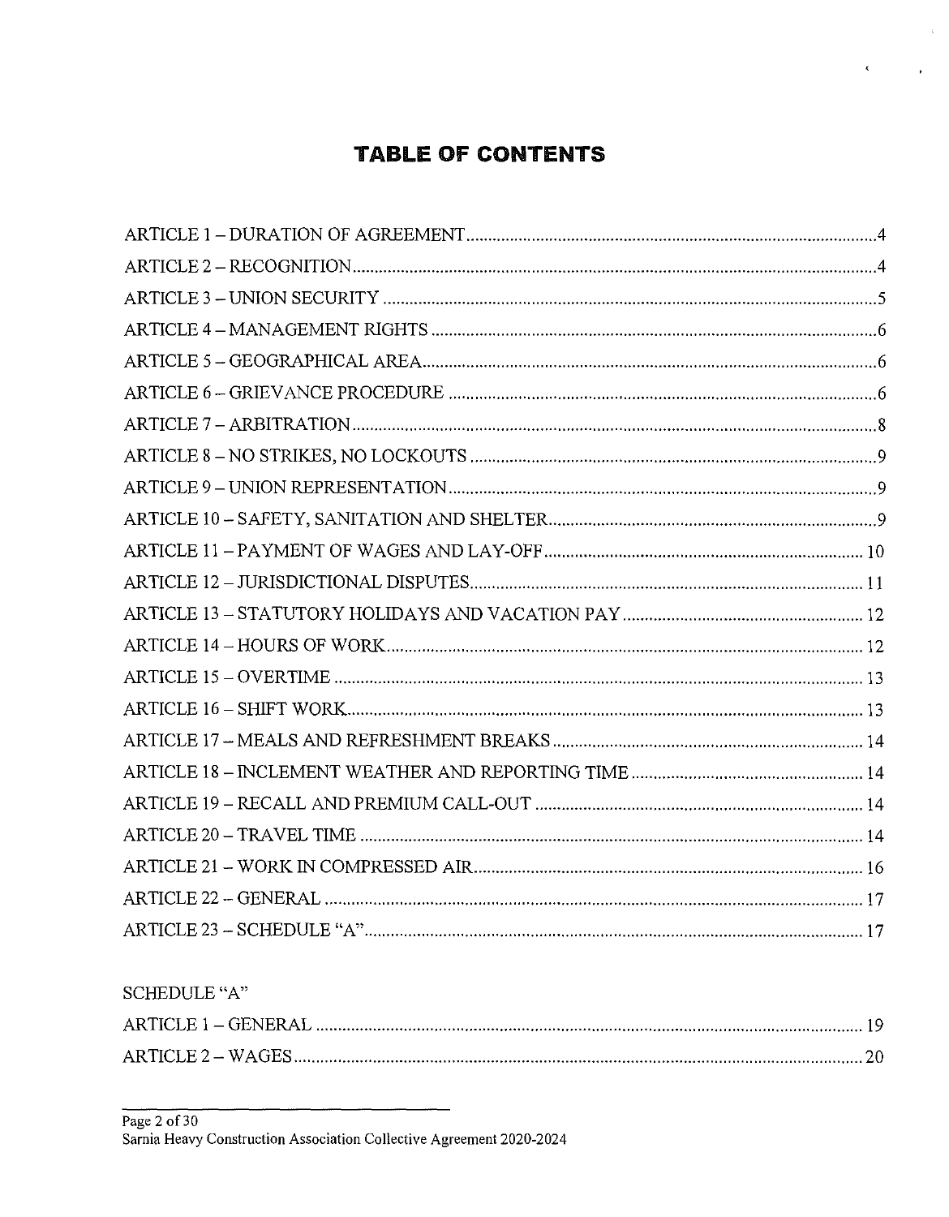# TABLE OF CONTENTS

ARTICLE 1 – DURATION OF AGREEMENT .......... 4
ARTICLE 2 – RECOGNITION .......... 4
ARTICLE 3 – UNION SECURITY .......... 5
ARTICLE 4 – MANAGEMENT RIGHTS .......... 6
ARTICLE 5 – GEOGRAPHICAL AREA .......... 6
ARTICLE 6 – GRIEVANCE PROCEDURE .......... 6
ARTICLE 7 – ARBITRATION .......... 8
ARTICLE 8 – NO STRIKES, NO LOCKOUTS .......... 9
ARTICLE 9 – UNION REPRESENTATION .......... 9
ARTICLE 10 – SAFETY, SANITATION AND SHELTER .......... 9
ARTICLE 11 – PAYMENT OF WAGES AND LAY-OFF .......... 10
ARTICLE 12 – JURISDICTIONAL DISPUTES .......... 11
ARTICLE 13 – STATUTORY HOLIDAYS AND VACATION PAY .......... 12
ARTICLE 14 – HOURS OF WORK .......... 12
ARTICLE 15 – OVERTIME .......... 13
ARTICLE 16 – SHIFT WORK .......... 13
ARTICLE 17 – MEALS AND REFRESHMENT BREAKS .......... 14
ARTICLE 18 – INCLEMENT WEATHER AND REPORTING TIME .......... 14
ARTICLE 19 – RECALL AND PREMIUM CALL-OUT .......... 14
ARTICLE 20 – TRAVEL TIME .......... 14
ARTICLE 21 – WORK IN COMPRESSED AIR .......... 16
ARTICLE 22 – GENERAL .......... 17
ARTICLE 23 – SCHEDULE "A" .......... 17

SCHEDULE "A"

ARTICLE 1 – GENERAL .......... 19
ARTICLE 2 – WAGES .......... 20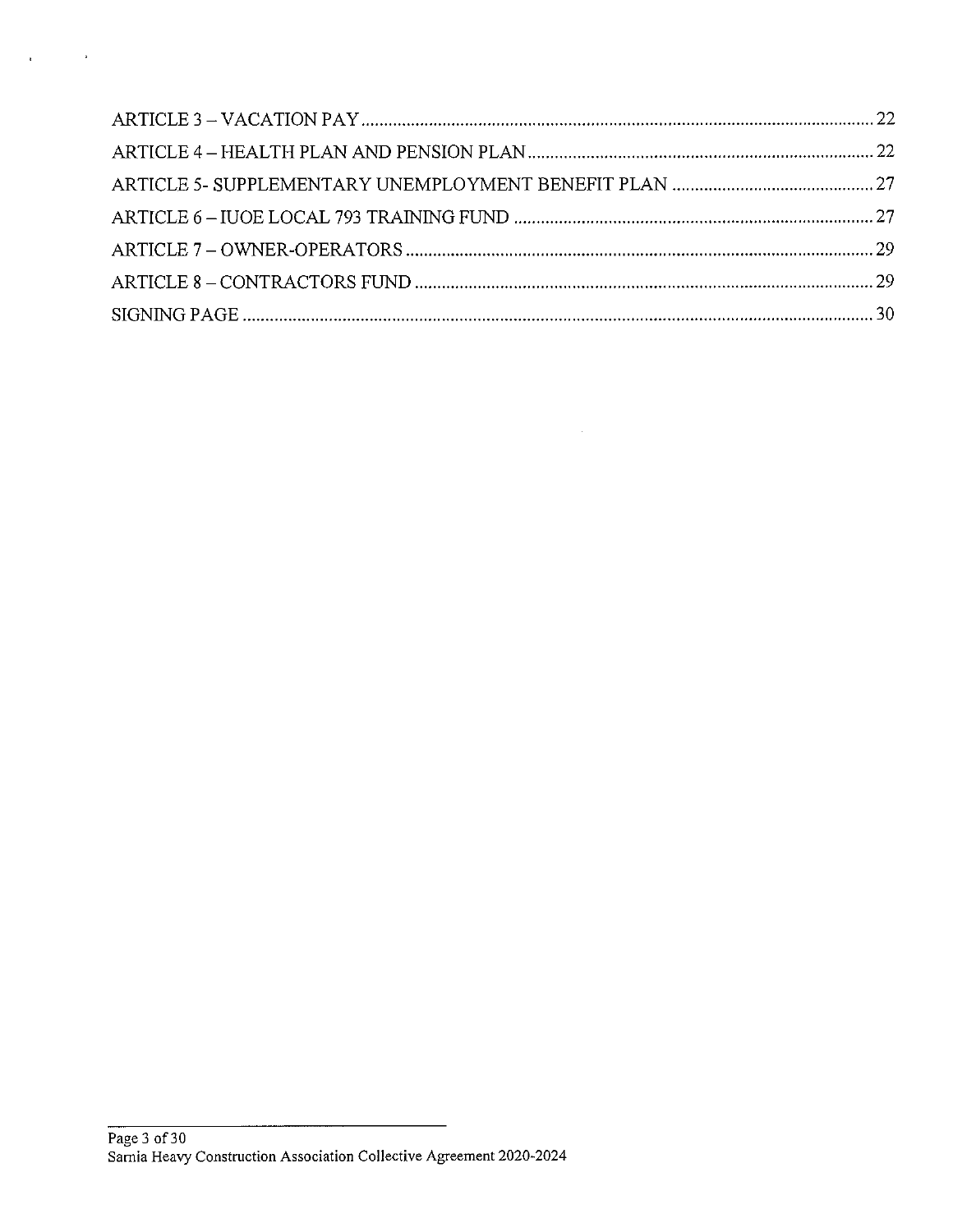ARTICLE 3 – VACATION PAY ........................................................................................................ 22

ARTICLE 4 – HEALTH PLAN AND PENSION PLAN ........................................................................ 22

ARTICLE 5- SUPPLEMENTARY UNEMPLOYMENT BENEFIT PLAN ........................................... 27

ARTICLE 6 – IUOE LOCAL 793 TRAINING FUND ....................................................................... 27

ARTICLE 7 – OWNER-OPERATORS .............................................................................................. 29

ARTICLE 8 – CONTRACTORS FUND ............................................................................................ 29

SIGNING PAGE .................................................................................................................................. 30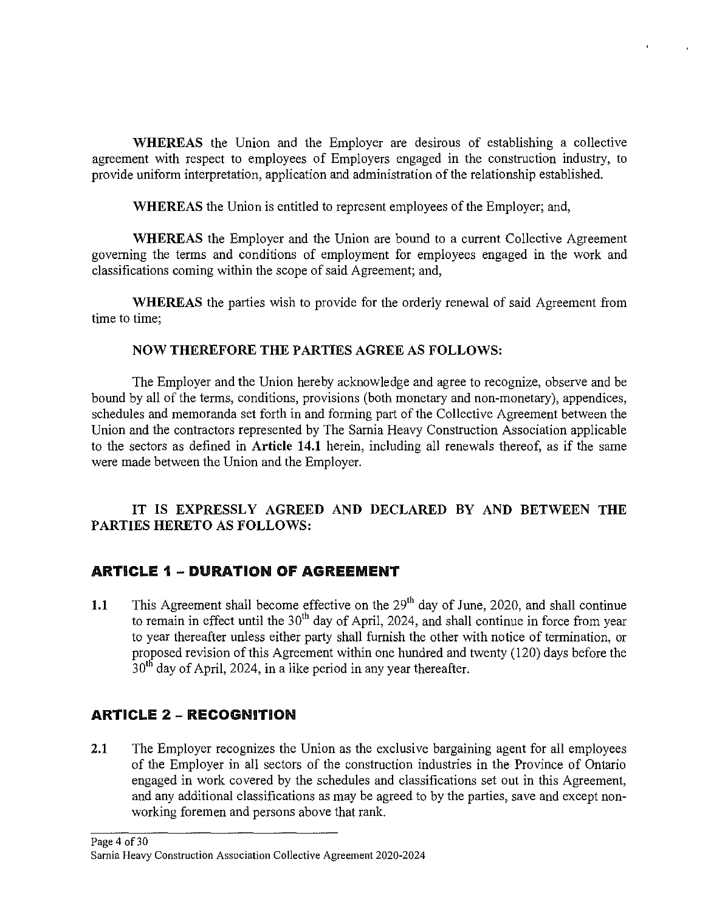**WHEREAS** the Union and the Employer are desirous of establishing a collective agreement with respect to employees of Employers engaged in the construction industry, to provide uniform interpretation, application and administration of the relationship established.

**WHEREAS** the Union is entitled to represent employees of the Employer; and,

**WHEREAS** the Employer and the Union are bound to a current Collective Agreement governing the terms and conditions of employment for employees engaged in the work and classifications coming within the scope of said Agreement; and,

**WHEREAS** the parties wish to provide for the orderly renewal of said Agreement from time to time;

**NOW THEREFORE THE PARTIES AGREE AS FOLLOWS:**

The Employer and the Union hereby acknowledge and agree to recognize, observe and be bound by all of the terms, conditions, provisions (both monetary and non-monetary), appendices, schedules and memoranda set forth in and forming part of the Collective Agreement between the Union and the contractors represented by The Sarnia Heavy Construction Association applicable to the sectors as defined in **Article 14.1** herein, including all renewals thereof, as if the same were made between the Union and the Employer.

**IT IS EXPRESSLY AGREED AND DECLARED BY AND BETWEEN THE PARTIES HERETO AS FOLLOWS:**

## ARTICLE 1 – DURATION OF AGREEMENT

**1.1** This Agreement shall become effective on the 29th day of June, 2020, and shall continue to remain in effect until the 30th day of April, 2024, and shall continue in force from year to year thereafter unless either party shall furnish the other with notice of termination, or proposed revision of this Agreement within one hundred and twenty (120) days before the 30th day of April, 2024, in a like period in any year thereafter.

## ARTICLE 2 – RECOGNITION

**2.1** The Employer recognizes the Union as the exclusive bargaining agent for all employees of the Employer in all sectors of the construction industries in the Province of Ontario engaged in work covered by the schedules and classifications set out in this Agreement, and any additional classifications as may be agreed to by the parties, save and except non-working foremen and persons above that rank.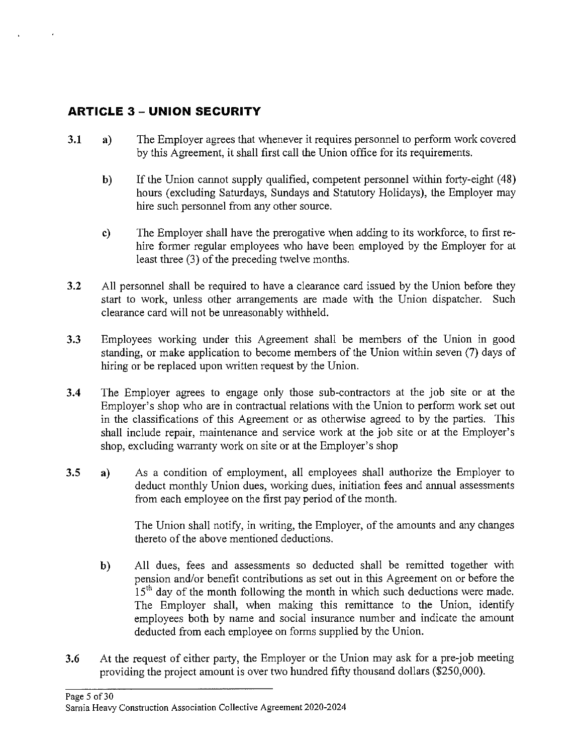## ARTICLE 3 – UNION SECURITY

**3.1** **a)** The Employer agrees that whenever it requires personnel to perform work covered by this Agreement, it shall first call the Union office for its requirements.

**b)** If the Union cannot supply qualified, competent personnel within forty-eight (48) hours (excluding Saturdays, Sundays and Statutory Holidays), the Employer may hire such personnel from any other source.

**c)** The Employer shall have the prerogative when adding to its workforce, to first re-hire former regular employees who have been employed by the Employer for at least three (3) of the preceding twelve months.

**3.2** All personnel shall be required to have a clearance card issued by the Union before they start to work, unless other arrangements are made with the Union dispatcher. Such clearance card will not be unreasonably withheld.

**3.3** Employees working under this Agreement shall be members of the Union in good standing, or make application to become members of the Union within seven (7) days of hiring or be replaced upon written request by the Union.

**3.4** The Employer agrees to engage only those sub-contractors at the job site or at the Employer's shop who are in contractual relations with the Union to perform work set out in the classifications of this Agreement or as otherwise agreed to by the parties. This shall include repair, maintenance and service work at the job site or at the Employer's shop, excluding warranty work on site or at the Employer's shop

**3.5** **a)** As a condition of employment, all employees shall authorize the Employer to deduct monthly Union dues, working dues, initiation fees and annual assessments from each employee on the first pay period of the month.

The Union shall notify, in writing, the Employer, of the amounts and any changes thereto of the above mentioned deductions.

**b)** All dues, fees and assessments so deducted shall be remitted together with pension and/or benefit contributions as set out in this Agreement on or before the 15th day of the month following the month in which such deductions were made. The Employer shall, when making this remittance to the Union, identify employees both by name and social insurance number and indicate the amount deducted from each employee on forms supplied by the Union.

**3.6** At the request of either party, the Employer or the Union may ask for a pre-job meeting providing the project amount is over two hundred fifty thousand dollars ($250,000).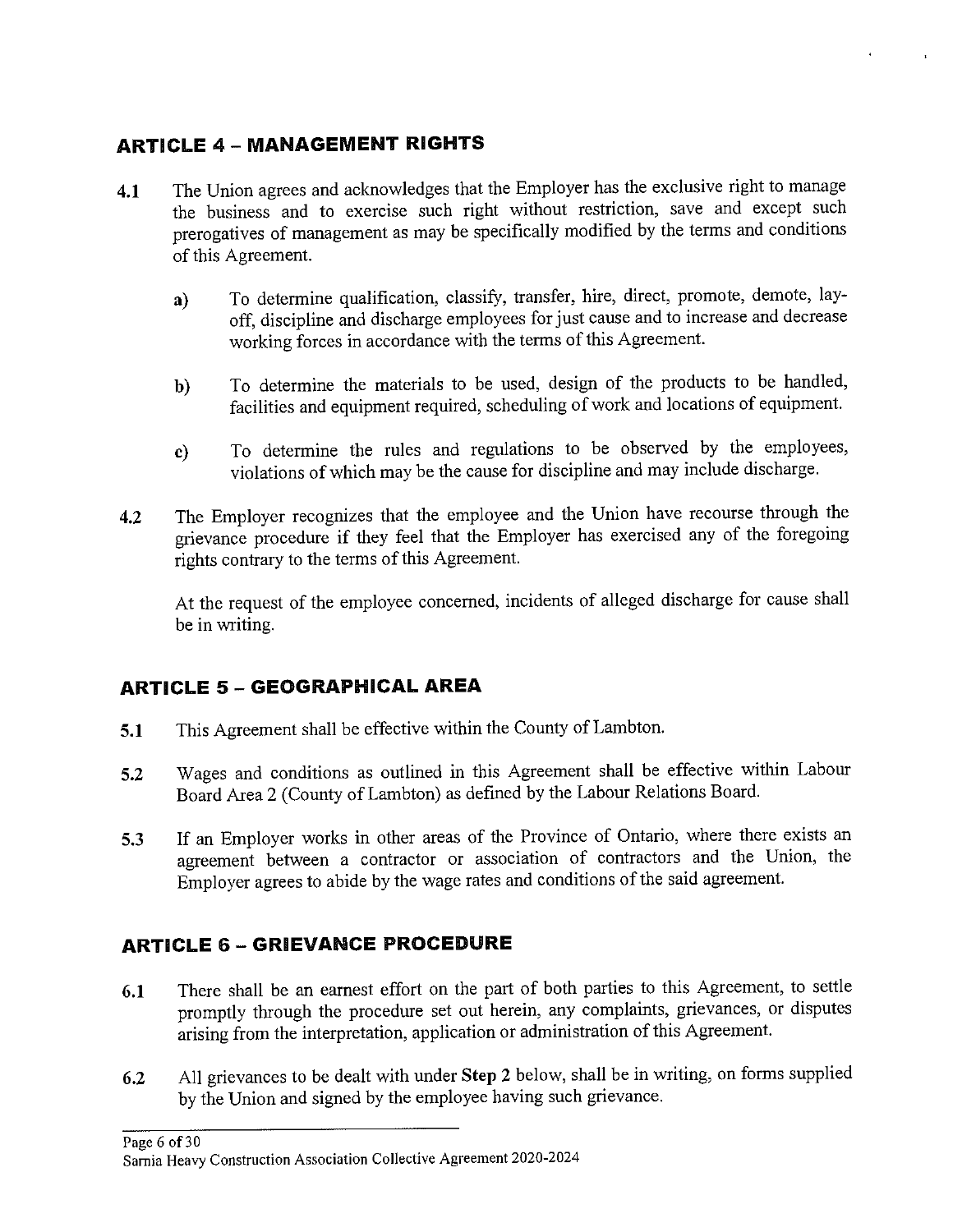## ARTICLE 4 – MANAGEMENT RIGHTS

4.1 The Union agrees and acknowledges that the Employer has the exclusive right to manage the business and to exercise such right without restriction, save and except such prerogatives of management as may be specifically modified by the terms and conditions of this Agreement.

   a) To determine qualification, classify, transfer, hire, direct, promote, demote, lay-off, discipline and discharge employees for just cause and to increase and decrease working forces in accordance with the terms of this Agreement.

   b) To determine the materials to be used, design of the products to be handled, facilities and equipment required, scheduling of work and locations of equipment.

   c) To determine the rules and regulations to be observed by the employees, violations of which may be the cause for discipline and may include discharge.

4.2 The Employer recognizes that the employee and the Union have recourse through the grievance procedure if they feel that the Employer has exercised any of the foregoing rights contrary to the terms of this Agreement.

   At the request of the employee concerned, incidents of alleged discharge for cause shall be in writing.

## ARTICLE 5 – GEOGRAPHICAL AREA

5.1 This Agreement shall be effective within the County of Lambton.

5.2 Wages and conditions as outlined in this Agreement shall be effective within Labour Board Area 2 (County of Lambton) as defined by the Labour Relations Board.

5.3 If an Employer works in other areas of the Province of Ontario, where there exists an agreement between a contractor or association of contractors and the Union, the Employer agrees to abide by the wage rates and conditions of the said agreement.

## ARTICLE 6 – GRIEVANCE PROCEDURE

6.1 There shall be an earnest effort on the part of both parties to this Agreement, to settle promptly through the procedure set out herein, any complaints, grievances, or disputes arising from the interpretation, application or administration of this Agreement.

6.2 All grievances to be dealt with under **Step 2** below, shall be in writing, on forms supplied by the Union and signed by the employee having such grievance.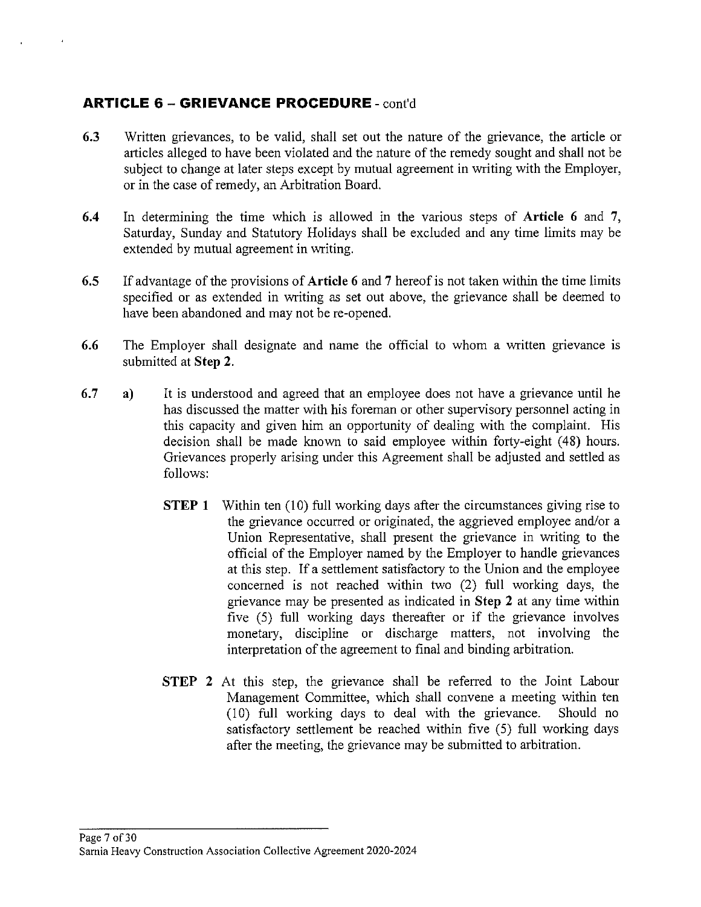## ARTICLE 6 – GRIEVANCE PROCEDURE - cont'd

**6.3** Written grievances, to be valid, shall set out the nature of the grievance, the article or articles alleged to have been violated and the nature of the remedy sought and shall not be subject to change at later steps except by mutual agreement in writing with the Employer, or in the case of remedy, an Arbitration Board.

**6.4** In determining the time which is allowed in the various steps of **Article 6** and **7**, Saturday, Sunday and Statutory Holidays shall be excluded and any time limits may be extended by mutual agreement in writing.

**6.5** If advantage of the provisions of **Article 6** and **7** hereof is not taken within the time limits specified or as extended in writing as set out above, the grievance shall be deemed to have been abandoned and may not be re-opened.

**6.6** The Employer shall designate and name the official to whom a written grievance is submitted at **Step 2**.

**6.7** **a)** It is understood and agreed that an employee does not have a grievance until he has discussed the matter with his foreman or other supervisory personnel acting in this capacity and given him an opportunity of dealing with the complaint. His decision shall be made known to said employee within forty-eight (48) hours. Grievances properly arising under this Agreement shall be adjusted and settled as follows:

**STEP 1** Within ten (10) full working days after the circumstances giving rise to the grievance occurred or originated, the aggrieved employee and/or a Union Representative, shall present the grievance in writing to the official of the Employer named by the Employer to handle grievances at this step. If a settlement satisfactory to the Union and the employee concerned is not reached within two (2) full working days, the grievance may be presented as indicated in **Step 2** at any time within five (5) full working days thereafter or if the grievance involves monetary, discipline or discharge matters, not involving the interpretation of the agreement to final and binding arbitration.

**STEP 2** At this step, the grievance shall be referred to the Joint Labour Management Committee, which shall convene a meeting within ten (10) full working days to deal with the grievance. Should no satisfactory settlement be reached within five (5) full working days after the meeting, the grievance may be submitted to arbitration.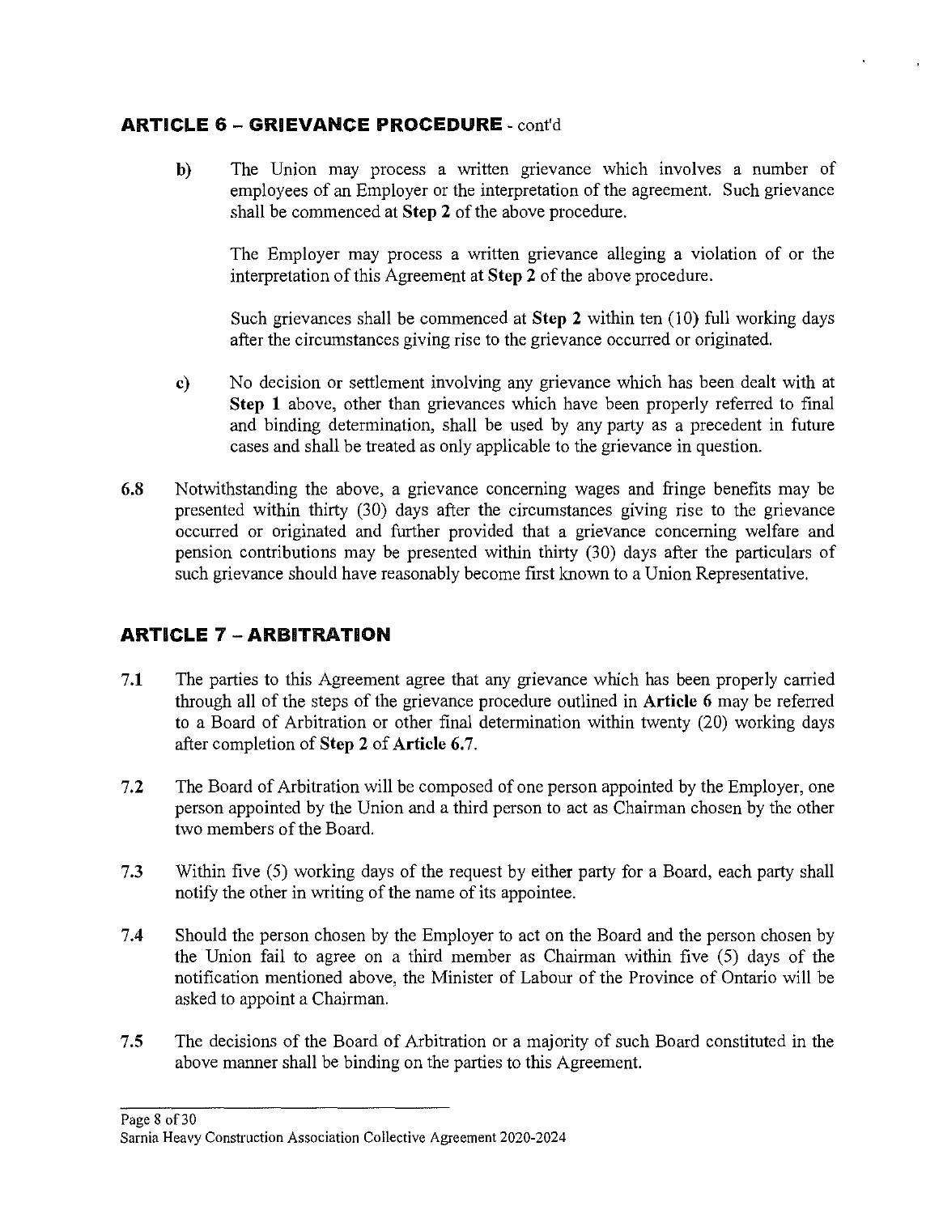## ARTICLE 6 – GRIEVANCE PROCEDURE - cont'd

b) The Union may process a written grievance which involves a number of employees of an Employer or the interpretation of the agreement. Such grievance shall be commenced at **Step 2** of the above procedure.

   The Employer may process a written grievance alleging a violation of or the interpretation of this Agreement at **Step 2** of the above procedure.

   Such grievances shall be commenced at **Step 2** within ten (10) full working days after the circumstances giving rise to the grievance occurred or originated.

c) No decision or settlement involving any grievance which has been dealt with at **Step 1** above, other than grievances which have been properly referred to final and binding determination, shall be used by any party as a precedent in future cases and shall be treated as only applicable to the grievance in question.

6.8 Notwithstanding the above, a grievance concerning wages and fringe benefits may be presented within thirty (30) days after the circumstances giving rise to the grievance occurred or originated and further provided that a grievance concerning welfare and pension contributions may be presented within thirty (30) days after the particulars of such grievance should have reasonably become first known to a Union Representative.

## ARTICLE 7 – ARBITRATION

7.1 The parties to this Agreement agree that any grievance which has been properly carried through all of the steps of the grievance procedure outlined in **Article 6** may be referred to a Board of Arbitration or other final determination within twenty (20) working days after completion of **Step 2** of **Article 6.7**.

7.2 The Board of Arbitration will be composed of one person appointed by the Employer, one person appointed by the Union and a third person to act as Chairman chosen by the other two members of the Board.

7.3 Within five (5) working days of the request by either party for a Board, each party shall notify the other in writing of the name of its appointee.

7.4 Should the person chosen by the Employer to act on the Board and the person chosen by the Union fail to agree on a third member as Chairman within five (5) days of the notification mentioned above, the Minister of Labour of the Province of Ontario will be asked to appoint a Chairman.

7.5 The decisions of the Board of Arbitration or a majority of such Board constituted in the above manner shall be binding on the parties to this Agreement.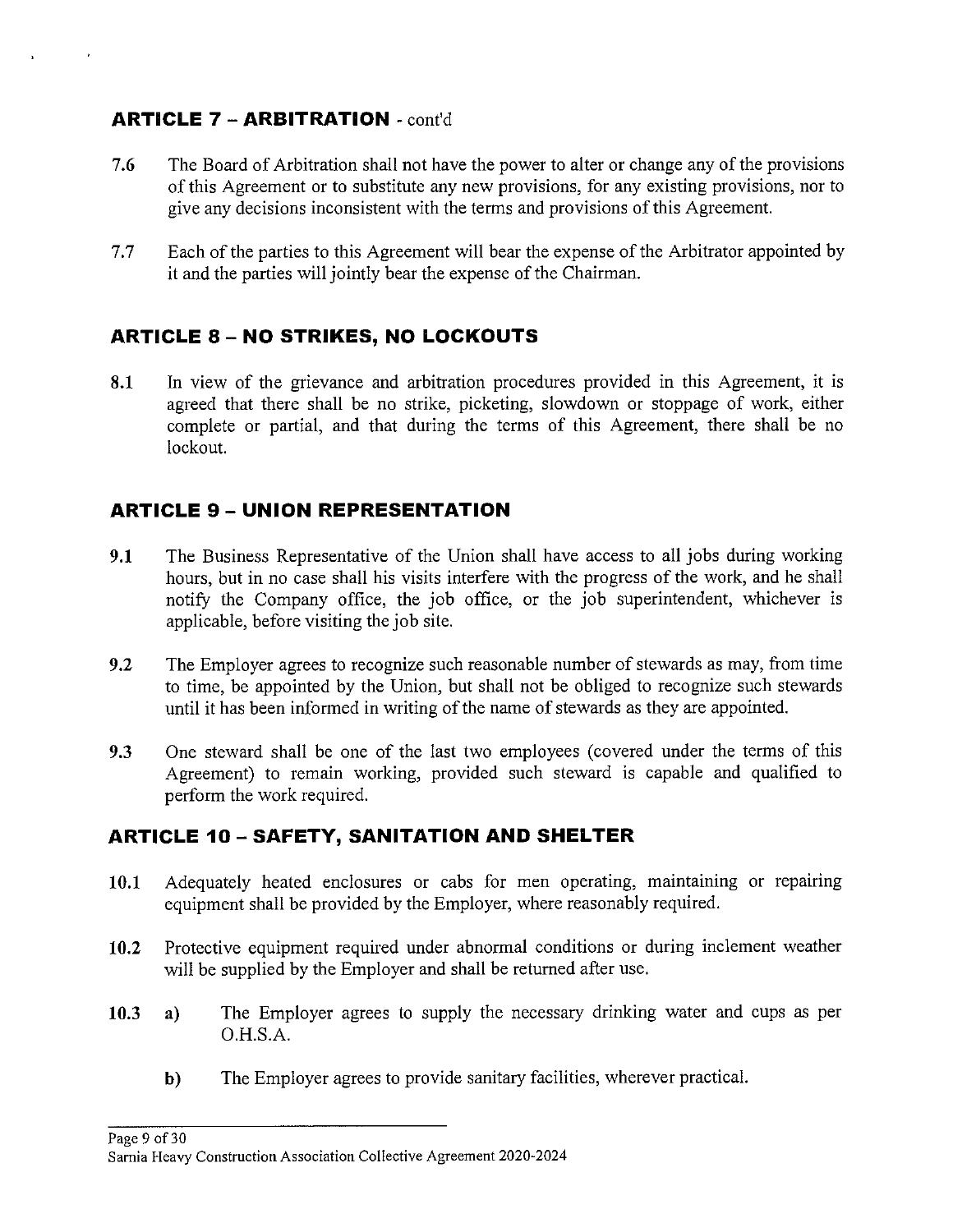## ARTICLE 7 – ARBITRATION - cont'd

**7.6** The Board of Arbitration shall not have the power to alter or change any of the provisions of this Agreement or to substitute any new provisions, for any existing provisions, nor to give any decisions inconsistent with the terms and provisions of this Agreement.

**7.7** Each of the parties to this Agreement will bear the expense of the Arbitrator appointed by it and the parties will jointly bear the expense of the Chairman.

## ARTICLE 8 – NO STRIKES, NO LOCKOUTS

**8.1** In view of the grievance and arbitration procedures provided in this Agreement, it is agreed that there shall be no strike, picketing, slowdown or stoppage of work, either complete or partial, and that during the terms of this Agreement, there shall be no lockout.

## ARTICLE 9 – UNION REPRESENTATION

**9.1** The Business Representative of the Union shall have access to all jobs during working hours, but in no case shall his visits interfere with the progress of the work, and he shall notify the Company office, the job office, or the job superintendent, whichever is applicable, before visiting the job site.

**9.2** The Employer agrees to recognize such reasonable number of stewards as may, from time to time, be appointed by the Union, but shall not be obliged to recognize such stewards until it has been informed in writing of the name of stewards as they are appointed.

**9.3** One steward shall be one of the last two employees (covered under the terms of this Agreement) to remain working, provided such steward is capable and qualified to perform the work required.

## ARTICLE 10 – SAFETY, SANITATION AND SHELTER

**10.1** Adequately heated enclosures or cabs for men operating, maintaining or repairing equipment shall be provided by the Employer, where reasonably required.

**10.2** Protective equipment required under abnormal conditions or during inclement weather will be supplied by the Employer and shall be returned after use.

**10.3** **a)** The Employer agrees to supply the necessary drinking water and cups as per O.H.S.A.

**b)** The Employer agrees to provide sanitary facilities, wherever practical.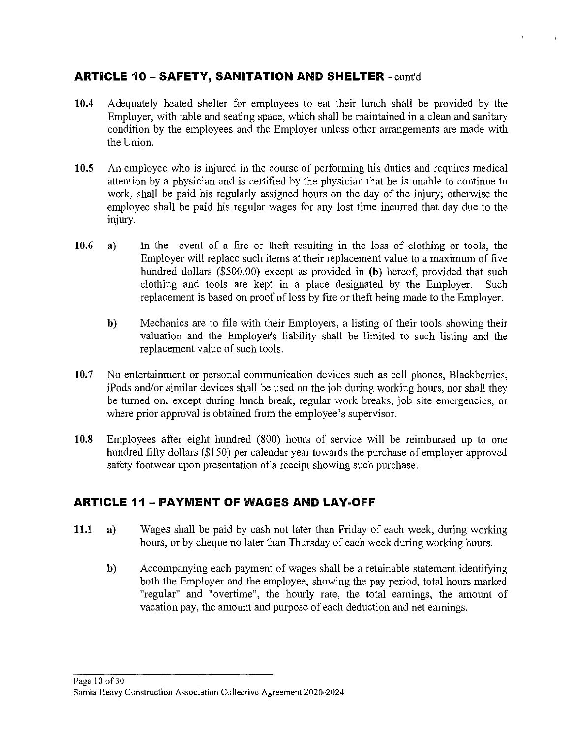## ARTICLE 10 – SAFETY, SANITATION AND SHELTER - cont'd

**10.4** Adequately heated shelter for employees to eat their lunch shall be provided by the Employer, with table and seating space, which shall be maintained in a clean and sanitary condition by the employees and the Employer unless other arrangements are made with the Union.

**10.5** An employee who is injured in the course of performing his duties and requires medical attention by a physician and is certified by the physician that he is unable to continue to work, shall be paid his regularly assigned hours on the day of the injury; otherwise the employee shall be paid his regular wages for any lost time incurred that day due to the injury.

**10.6** **a)** In the event of a fire or theft resulting in the loss of clothing or tools, the Employer will replace such items at their replacement value to a maximum of five hundred dollars ($500.00) except as provided in **(b)** hereof, provided that such clothing and tools are kept in a place designated by the Employer. Such replacement is based on proof of loss by fire or theft being made to the Employer.

**b)** Mechanics are to file with their Employers, a listing of their tools showing their valuation and the Employer's liability shall be limited to such listing and the replacement value of such tools.

**10.7** No entertainment or personal communication devices such as cell phones, Blackberries, iPods and/or similar devices shall be used on the job during working hours, nor shall they be turned on, except during lunch break, regular work breaks, job site emergencies, or where prior approval is obtained from the employee's supervisor.

**10.8** Employees after eight hundred (800) hours of service will be reimbursed up to one hundred fifty dollars ($150) per calendar year towards the purchase of employer approved safety footwear upon presentation of a receipt showing such purchase.

## ARTICLE 11 – PAYMENT OF WAGES AND LAY-OFF

**11.1** **a)** Wages shall be paid by cash not later than Friday of each week, during working hours, or by cheque no later than Thursday of each week during working hours.

**b)** Accompanying each payment of wages shall be a retainable statement identifying both the Employer and the employee, showing the pay period, total hours marked "regular" and "overtime", the hourly rate, the total earnings, the amount of vacation pay, the amount and purpose of each deduction and net earnings.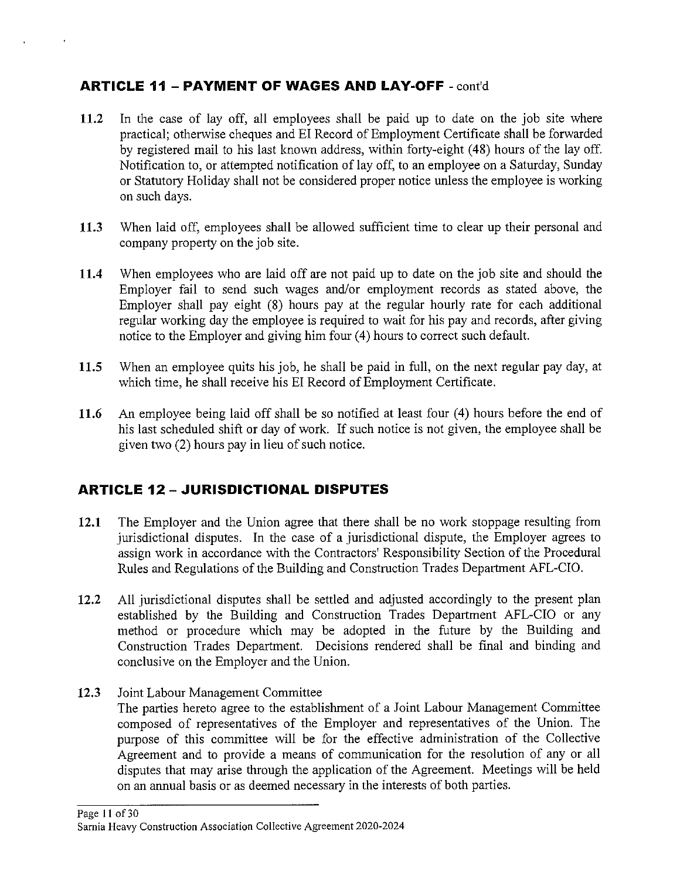## ARTICLE 11 – PAYMENT OF WAGES AND LAY-OFF - cont'd

**11.2** In the case of lay off, all employees shall be paid up to date on the job site where practical; otherwise cheques and EI Record of Employment Certificate shall be forwarded by registered mail to his last known address, within forty-eight (48) hours of the lay off. Notification to, or attempted notification of lay off, to an employee on a Saturday, Sunday or Statutory Holiday shall not be considered proper notice unless the employee is working on such days.

**11.3** When laid off, employees shall be allowed sufficient time to clear up their personal and company property on the job site.

**11.4** When employees who are laid off are not paid up to date on the job site and should the Employer fail to send such wages and/or employment records as stated above, the Employer shall pay eight (8) hours pay at the regular hourly rate for each additional regular working day the employee is required to wait for his pay and records, after giving notice to the Employer and giving him four (4) hours to correct such default.

**11.5** When an employee quits his job, he shall be paid in full, on the next regular pay day, at which time, he shall receive his EI Record of Employment Certificate.

**11.6** An employee being laid off shall be so notified at least four (4) hours before the end of his last scheduled shift or day of work. If such notice is not given, the employee shall be given two (2) hours pay in lieu of such notice.

## ARTICLE 12 – JURISDICTIONAL DISPUTES

**12.1** The Employer and the Union agree that there shall be no work stoppage resulting from jurisdictional disputes. In the case of a jurisdictional dispute, the Employer agrees to assign work in accordance with the Contractors' Responsibility Section of the Procedural Rules and Regulations of the Building and Construction Trades Department AFL-CIO.

**12.2** All jurisdictional disputes shall be settled and adjusted accordingly to the present plan established by the Building and Construction Trades Department AFL-CIO or any method or procedure which may be adopted in the future by the Building and Construction Trades Department. Decisions rendered shall be final and binding and conclusive on the Employer and the Union.

**12.3** Joint Labour Management Committee
The parties hereto agree to the establishment of a Joint Labour Management Committee composed of representatives of the Employer and representatives of the Union. The purpose of this committee will be for the effective administration of the Collective Agreement and to provide a means of communication for the resolution of any or all disputes that may arise through the application of the Agreement. Meetings will be held on an annual basis or as deemed necessary in the interests of both parties.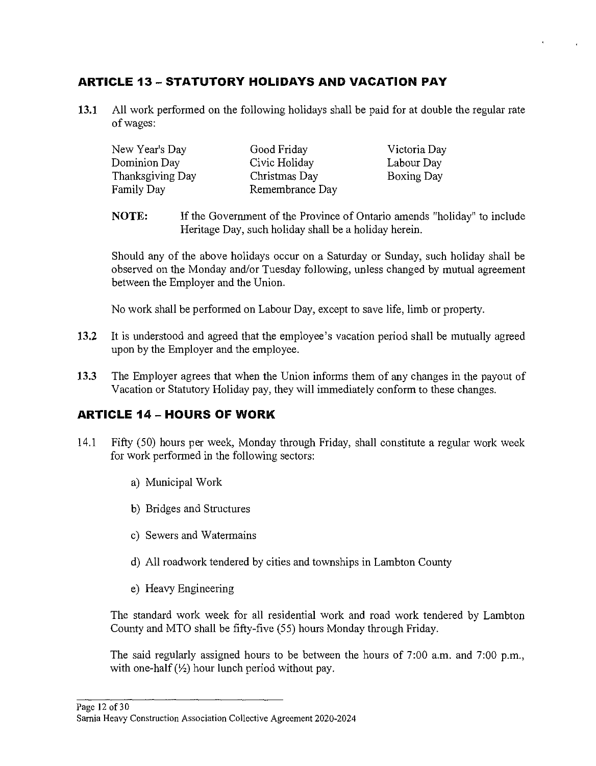## ARTICLE 13 – STATUTORY HOLIDAYS AND VACATION PAY

**13.1** All work performed on the following holidays shall be paid for at double the regular rate of wages:

| | | |
|---|---|---|
| New Year's Day | Good Friday | Victoria Day |
| Dominion Day | Civic Holiday | Labour Day |
| Thanksgiving Day | Christmas Day | Boxing Day |
| Family Day | Remembrance Day | |

**NOTE:** If the Government of the Province of Ontario amends "holiday" to include Heritage Day, such holiday shall be a holiday herein.

Should any of the above holidays occur on a Saturday or Sunday, such holiday shall be observed on the Monday and/or Tuesday following, unless changed by mutual agreement between the Employer and the Union.

No work shall be performed on Labour Day, except to save life, limb or property.

**13.2** It is understood and agreed that the employee's vacation period shall be mutually agreed upon by the Employer and the employee.

**13.3** The Employer agrees that when the Union informs them of any changes in the payout of Vacation or Statutory Holiday pay, they will immediately conform to these changes.

## ARTICLE 14 – HOURS OF WORK

14.1 Fifty (50) hours per week, Monday through Friday, shall constitute a regular work week for work performed in the following sectors:

a) Municipal Work

b) Bridges and Structures

c) Sewers and Watermains

d) All roadwork tendered by cities and townships in Lambton County

e) Heavy Engineering

The standard work week for all residential work and road work tendered by Lambton County and MTO shall be fifty-five (55) hours Monday through Friday.

The said regularly assigned hours to be between the hours of 7:00 a.m. and 7:00 p.m., with one-half (½) hour lunch period without pay.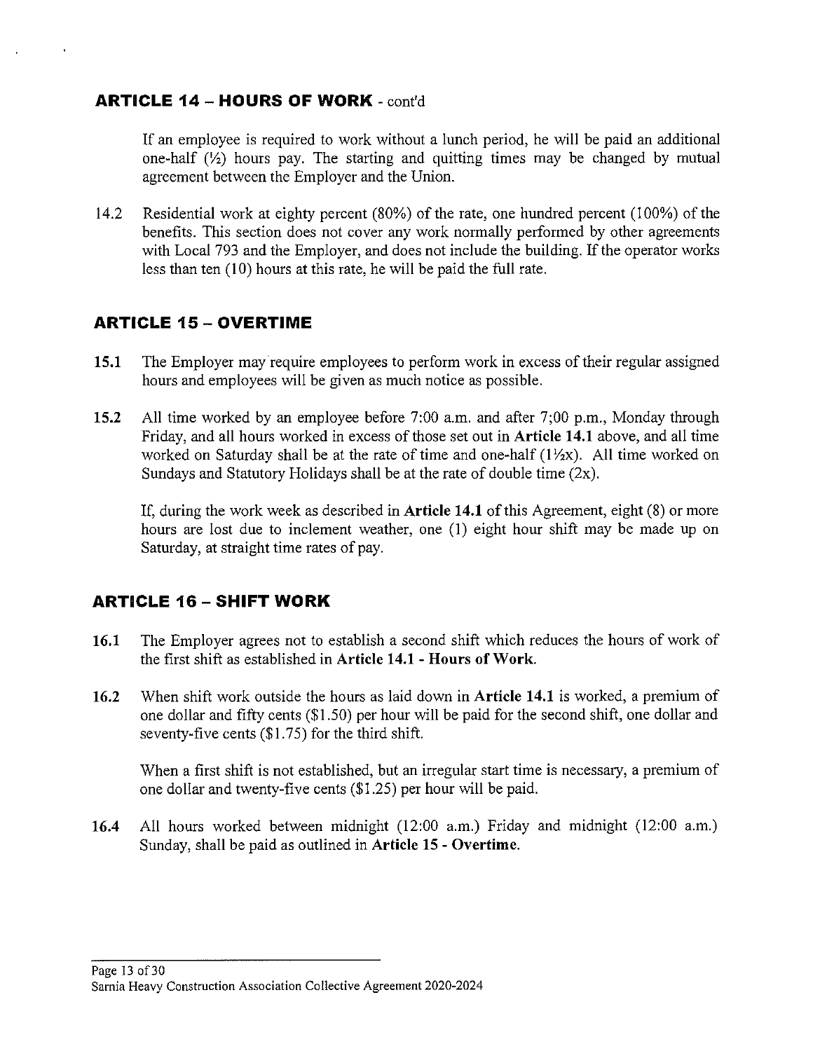## ARTICLE 14 – HOURS OF WORK - cont'd

If an employee is required to work without a lunch period, he will be paid an additional one-half (½) hours pay. The starting and quitting times may be changed by mutual agreement between the Employer and the Union.

14.2 Residential work at eighty percent (80%) of the rate, one hundred percent (100%) of the benefits. This section does not cover any work normally performed by other agreements with Local 793 and the Employer, and does not include the building. If the operator works less than ten (10) hours at this rate, he will be paid the full rate.

## ARTICLE 15 – OVERTIME

**15.1** The Employer may require employees to perform work in excess of their regular assigned hours and employees will be given as much notice as possible.

**15.2** All time worked by an employee before 7:00 a.m. and after 7;00 p.m., Monday through Friday, and all hours worked in excess of those set out in **Article 14.1** above, and all time worked on Saturday shall be at the rate of time and one-half (1½x). All time worked on Sundays and Statutory Holidays shall be at the rate of double time (2x).

If, during the work week as described in **Article 14.1** of this Agreement, eight (8) or more hours are lost due to inclement weather, one (1) eight hour shift may be made up on Saturday, at straight time rates of pay.

## ARTICLE 16 – SHIFT WORK

**16.1** The Employer agrees not to establish a second shift which reduces the hours of work of the first shift as established in **Article 14.1 - Hours of Work.**

**16.2** When shift work outside the hours as laid down in **Article 14.1** is worked, a premium of one dollar and fifty cents ($1.50) per hour will be paid for the second shift, one dollar and seventy-five cents ($1.75) for the third shift.

When a first shift is not established, but an irregular start time is necessary, a premium of one dollar and twenty-five cents ($1.25) per hour will be paid.

**16.4** All hours worked between midnight (12:00 a.m.) Friday and midnight (12:00 a.m.) Sunday, shall be paid as outlined in **Article 15 - Overtime.**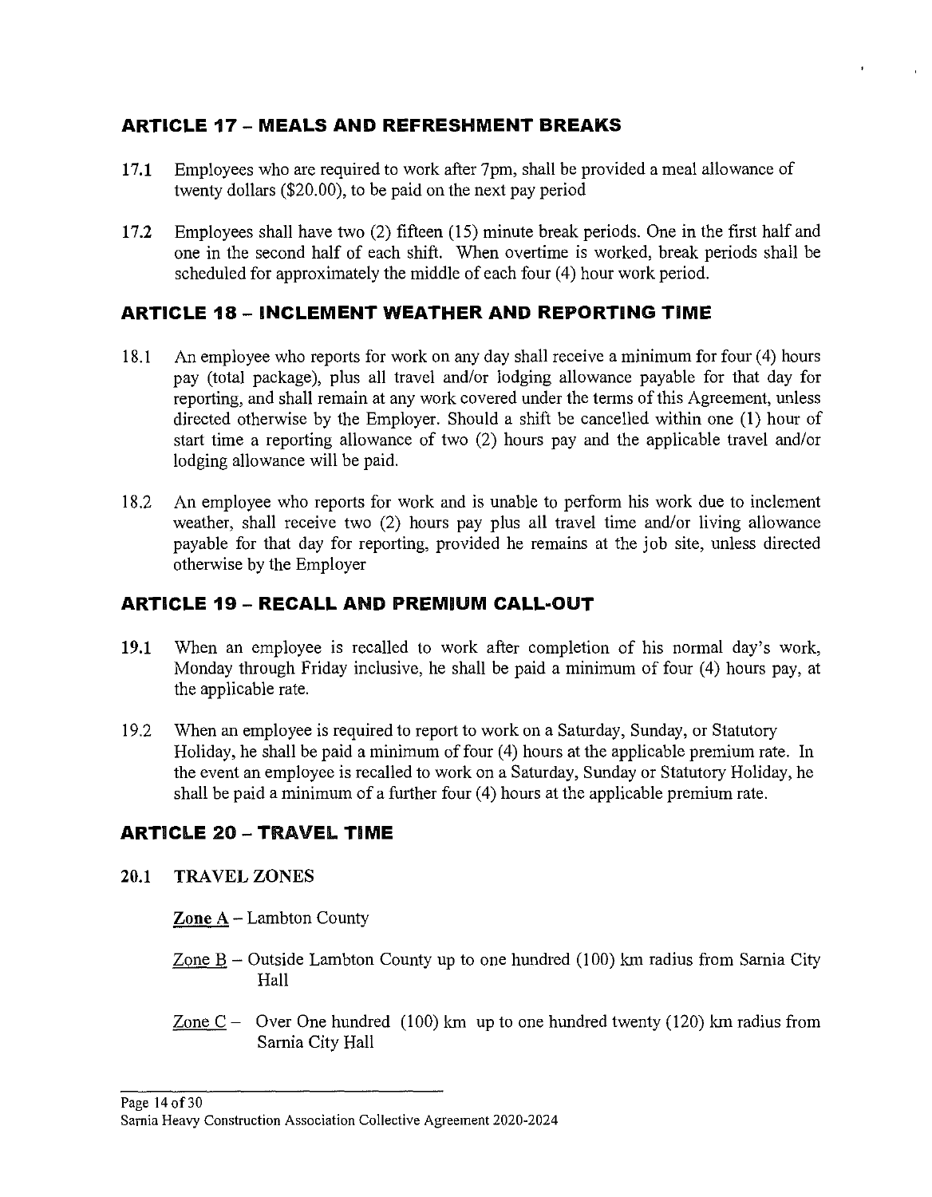## ARTICLE 17 – MEALS AND REFRESHMENT BREAKS

**17.1** Employees who are required to work after 7pm, shall be provided a meal allowance of twenty dollars ($20.00), to be paid on the next pay period

**17.2** Employees shall have two (2) fifteen (15) minute break periods. One in the first half and one in the second half of each shift. When overtime is worked, break periods shall be scheduled for approximately the middle of each four (4) hour work period.

## ARTICLE 18 – INCLEMENT WEATHER AND REPORTING TIME

18.1 An employee who reports for work on any day shall receive a minimum for four (4) hours pay (total package), plus all travel and/or lodging allowance payable for that day for reporting, and shall remain at any work covered under the terms of this Agreement, unless directed otherwise by the Employer. Should a shift be cancelled within one (1) hour of start time a reporting allowance of two (2) hours pay and the applicable travel and/or lodging allowance will be paid.

18.2 An employee who reports for work and is unable to perform his work due to inclement weather, shall receive two (2) hours pay plus all travel time and/or living allowance payable for that day for reporting, provided he remains at the job site, unless directed otherwise by the Employer

## ARTICLE 19 – RECALL AND PREMIUM CALL-OUT

**19.1** When an employee is recalled to work after completion of his normal day's work, Monday through Friday inclusive, he shall be paid a minimum of four (4) hours pay, at the applicable rate.

19.2 When an employee is required to report to work on a Saturday, Sunday, or Statutory Holiday, he shall be paid a minimum of four (4) hours at the applicable premium rate. In the event an employee is recalled to work on a Saturday, Sunday or Statutory Holiday, he shall be paid a minimum of a further four (4) hours at the applicable premium rate.

## ARTICLE 20 – TRAVEL TIME

**20.1 TRAVEL ZONES**

**Zone A** – Lambton County

Zone B – Outside Lambton County up to one hundred (100) km radius from Sarnia City Hall

Zone C – Over One hundred (100) km up to one hundred twenty (120) km radius from Sarnia City Hall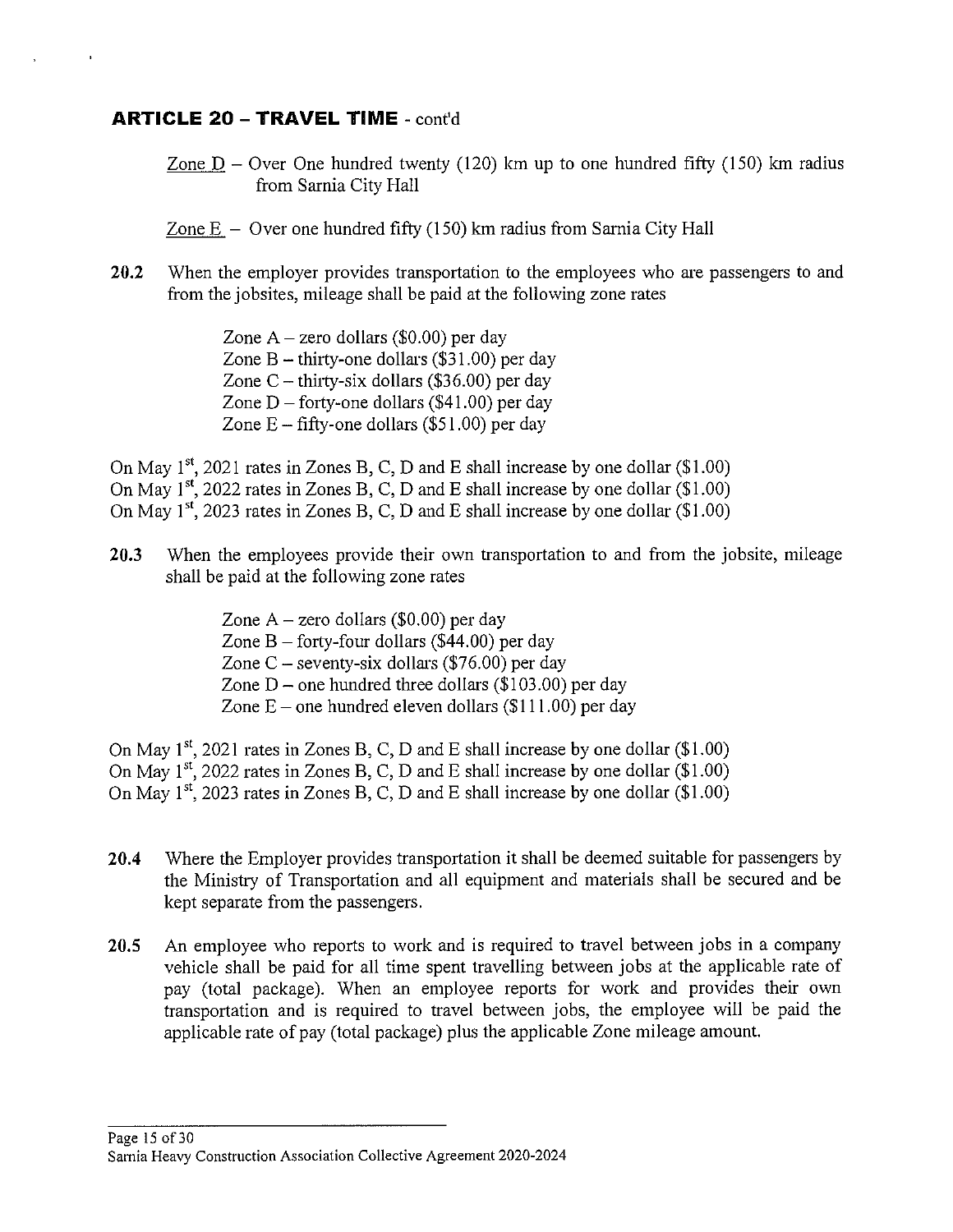## ARTICLE 20 – TRAVEL TIME - cont'd

<u>Zone D</u> – Over One hundred twenty (120) km up to one hundred fifty (150) km radius from Sarnia City Hall

<u>Zone E</u> – Over one hundred fifty (150) km radius from Sarnia City Hall

**20.2** When the employer provides transportation to the employees who are passengers to and from the jobsites, mileage shall be paid at the following zone rates

Zone A – zero dollars ($0.00) per day
Zone B – thirty-one dollars ($31.00) per day
Zone C – thirty-six dollars ($36.00) per day
Zone D – forty-one dollars ($41.00) per day
Zone E – fifty-one dollars ($51.00) per day

On May 1st, 2021 rates in Zones B, C, D and E shall increase by one dollar ($1.00)
On May 1st, 2022 rates in Zones B, C, D and E shall increase by one dollar ($1.00)
On May 1st, 2023 rates in Zones B, C, D and E shall increase by one dollar ($1.00)

**20.3** When the employees provide their own transportation to and from the jobsite, mileage shall be paid at the following zone rates

Zone A – zero dollars ($0.00) per day
Zone B – forty-four dollars ($44.00) per day
Zone C – seventy-six dollars ($76.00) per day
Zone D – one hundred three dollars ($103.00) per day
Zone E – one hundred eleven dollars ($111.00) per day

On May 1st, 2021 rates in Zones B, C, D and E shall increase by one dollar ($1.00)
On May 1st, 2022 rates in Zones B, C, D and E shall increase by one dollar ($1.00)
On May 1st, 2023 rates in Zones B, C, D and E shall increase by one dollar ($1.00)

**20.4** Where the Employer provides transportation it shall be deemed suitable for passengers by the Ministry of Transportation and all equipment and materials shall be secured and be kept separate from the passengers.

**20.5** An employee who reports to work and is required to travel between jobs in a company vehicle shall be paid for all time spent travelling between jobs at the applicable rate of pay (total package). When an employee reports for work and provides their own transportation and is required to travel between jobs, the employee will be paid the applicable rate of pay (total package) plus the applicable Zone mileage amount.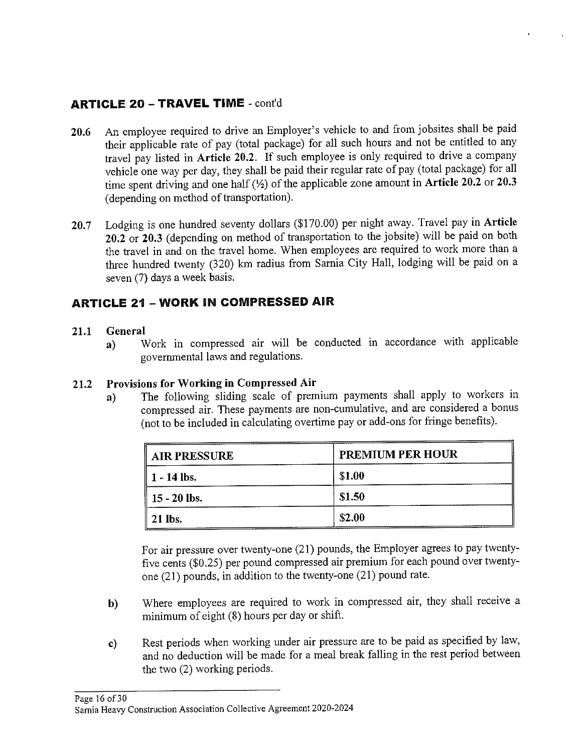## ARTICLE 20 – TRAVEL TIME - cont'd

**20.6** An employee required to drive an Employer's vehicle to and from jobsites shall be paid their applicable rate of pay (total package) for all such hours and not be entitled to any travel pay listed in **Article 20.2**. If such employee is only required to drive a company vehicle one way per day, they shall be paid their regular rate of pay (total package) for all time spent driving and one half (½) of the applicable zone amount in **Article 20.2** or **20.3** (depending on method of transportation).

**20.7** Lodging is one hundred seventy dollars ($170.00) per night away. Travel pay in **Article 20.2** or **20.3** (depending on method of transportation to the jobsite) will be paid on both the travel in and on the travel home. When employees are required to work more than a three hundred twenty (320) km radius from Sarnia City Hall, lodging will be paid on a seven (7) days a week basis.

## ARTICLE 21 – WORK IN COMPRESSED AIR

**21.1 General**

a) Work in compressed air will be conducted in accordance with applicable governmental laws and regulations.

**21.2 Provisions for Working in Compressed Air**

a) The following sliding scale of premium payments shall apply to workers in compressed air. These payments are non-cumulative, and are considered a bonus (not to be included in calculating overtime pay or add-ons for fringe benefits).

| AIR PRESSURE | PREMIUM PER HOUR |
|---|---|
| 1 - 14 lbs. | $1.00 |
| 15 - 20 lbs. | $1.50 |
| 21 lbs. | $2.00 |

For air pressure over twenty-one (21) pounds, the Employer agrees to pay twenty-five cents ($0.25) per pound compressed air premium for each pound over twenty-one (21) pounds, in addition to the twenty-one (21) pound rate.

b) Where employees are required to work in compressed air, they shall receive a minimum of eight (8) hours per day or shift.

c) Rest periods when working under air pressure are to be paid as specified by law, and no deduction will be made for a meal break falling in the rest period between the two (2) working periods.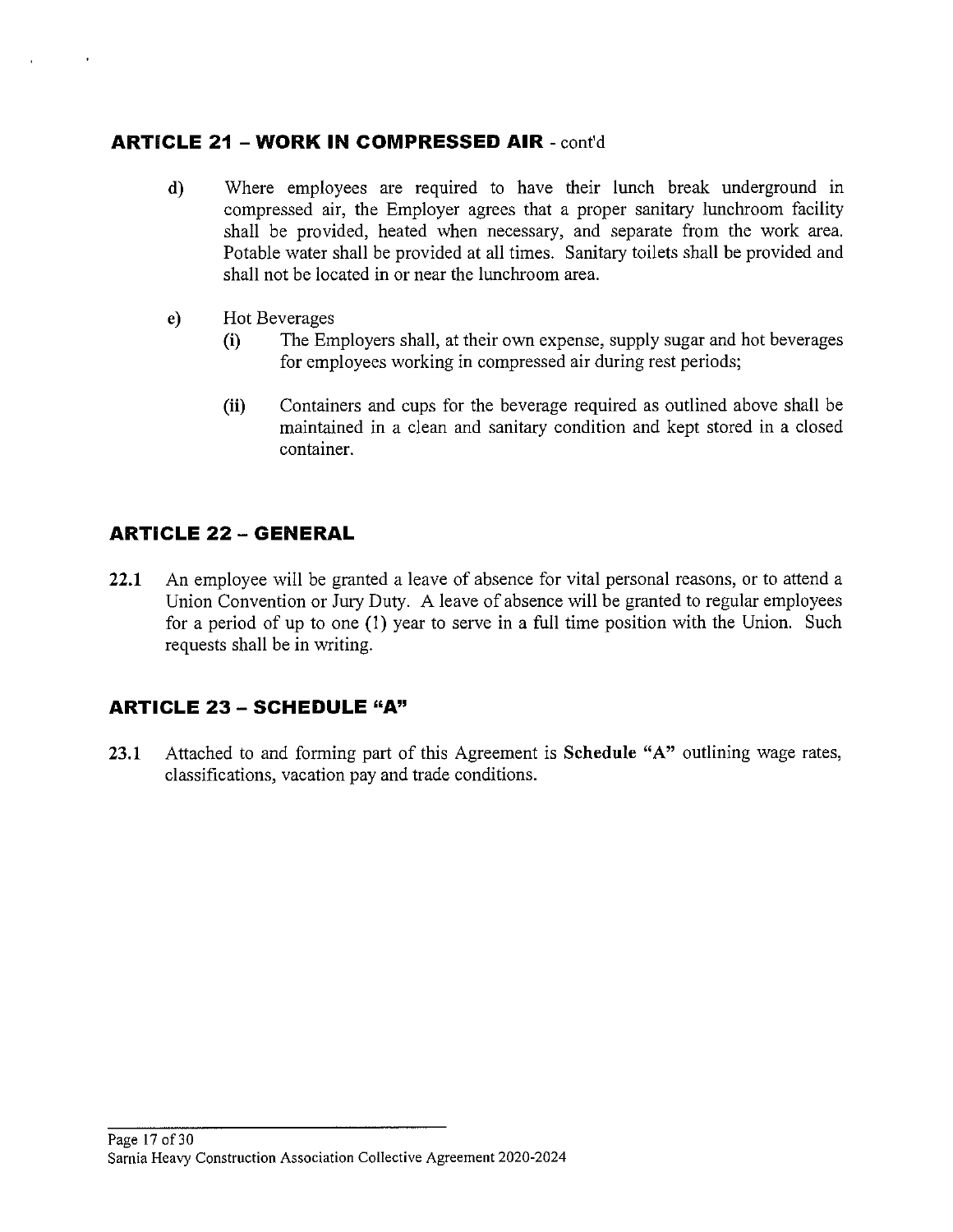## ARTICLE 21 – WORK IN COMPRESSED AIR - cont'd

**d)** Where employees are required to have their lunch break underground in compressed air, the Employer agrees that a proper sanitary lunchroom facility shall be provided, heated when necessary, and separate from the work area. Potable water shall be provided at all times. Sanitary toilets shall be provided and shall not be located in or near the lunchroom area.

**e)** Hot Beverages

- **(i)** The Employers shall, at their own expense, supply sugar and hot beverages for employees working in compressed air during rest periods;

- **(ii)** Containers and cups for the beverage required as outlined above shall be maintained in a clean and sanitary condition and kept stored in a closed container.

## ARTICLE 22 – GENERAL

**22.1** An employee will be granted a leave of absence for vital personal reasons, or to attend a Union Convention or Jury Duty. A leave of absence will be granted to regular employees for a period of up to one (1) year to serve in a full time position with the Union. Such requests shall be in writing.

## ARTICLE 23 – SCHEDULE "A"

**23.1** Attached to and forming part of this Agreement is **Schedule "A"** outlining wage rates, classifications, vacation pay and trade conditions.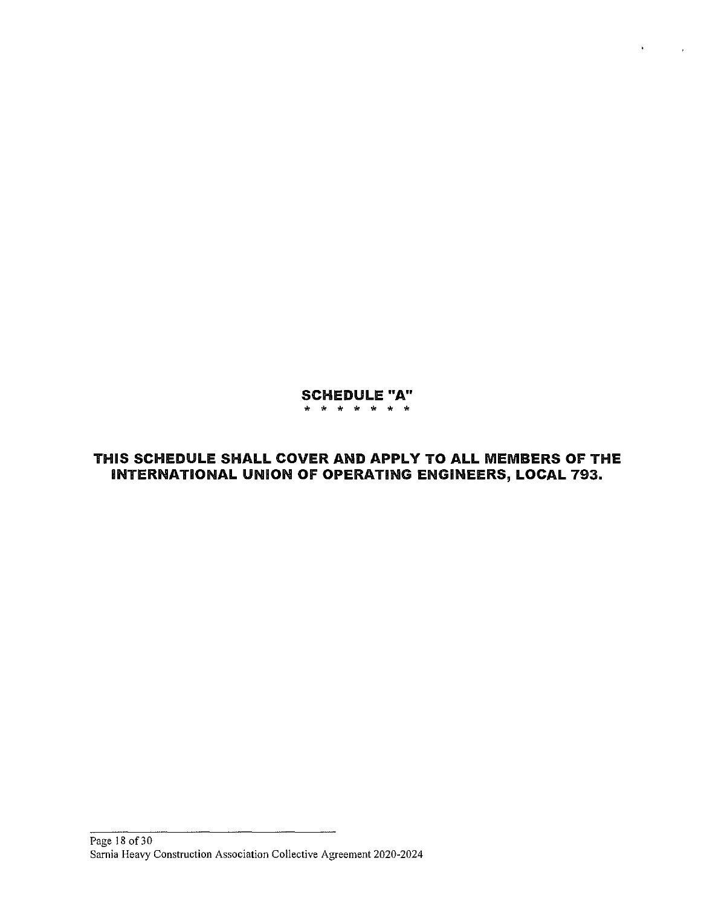# SCHEDULE "A"

\* \* \* \* \* \* \*

## THIS SCHEDULE SHALL COVER AND APPLY TO ALL MEMBERS OF THE INTERNATIONAL UNION OF OPERATING ENGINEERS, LOCAL 793.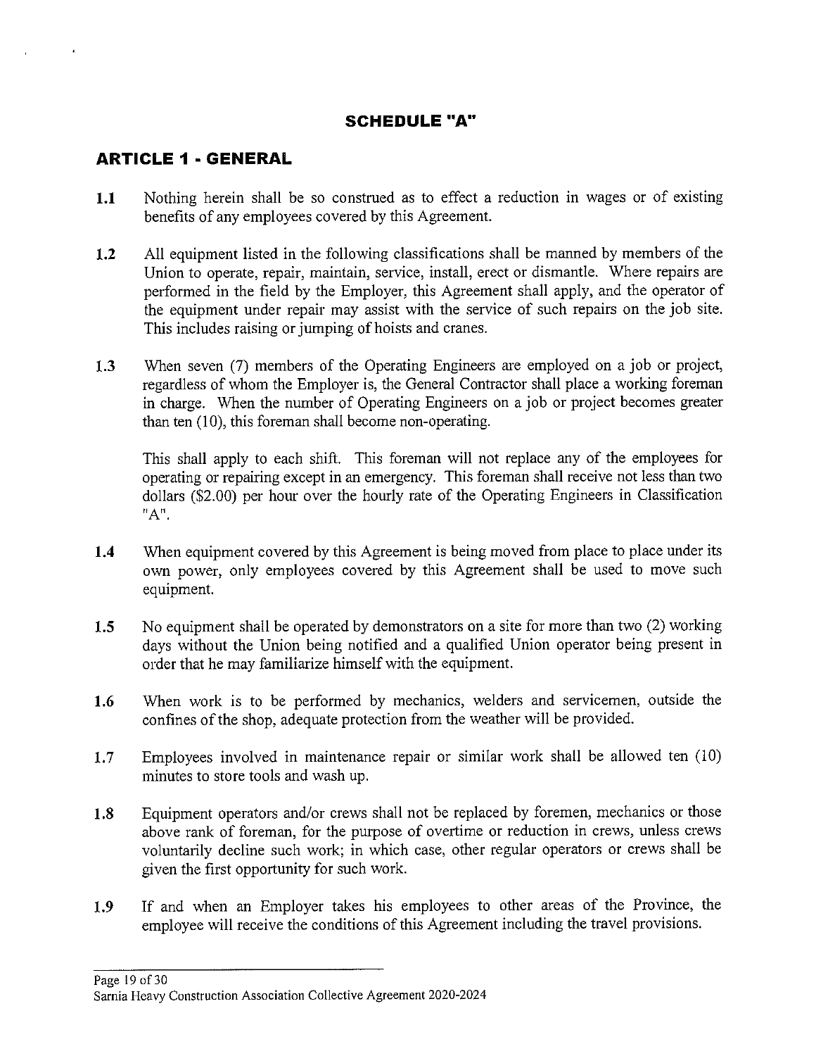# SCHEDULE "A"

## ARTICLE 1 - GENERAL

**1.1** Nothing herein shall be so construed as to effect a reduction in wages or of existing benefits of any employees covered by this Agreement.

**1.2** All equipment listed in the following classifications shall be manned by members of the Union to operate, repair, maintain, service, install, erect or dismantle. Where repairs are performed in the field by the Employer, this Agreement shall apply, and the operator of the equipment under repair may assist with the service of such repairs on the job site. This includes raising or jumping of hoists and cranes.

**1.3** When seven (7) members of the Operating Engineers are employed on a job or project, regardless of whom the Employer is, the General Contractor shall place a working foreman in charge. When the number of Operating Engineers on a job or project becomes greater than ten (10), this foreman shall become non-operating.

This shall apply to each shift. This foreman will not replace any of the employees for operating or repairing except in an emergency. This foreman shall receive not less than two dollars ($2.00) per hour over the hourly rate of the Operating Engineers in Classification "A".

**1.4** When equipment covered by this Agreement is being moved from place to place under its own power, only employees covered by this Agreement shall be used to move such equipment.

**1.5** No equipment shall be operated by demonstrators on a site for more than two (2) working days without the Union being notified and a qualified Union operator being present in order that he may familiarize himself with the equipment.

**1.6** When work is to be performed by mechanics, welders and servicemen, outside the confines of the shop, adequate protection from the weather will be provided.

**1.7** Employees involved in maintenance repair or similar work shall be allowed ten (10) minutes to store tools and wash up.

**1.8** Equipment operators and/or crews shall not be replaced by foremen, mechanics or those above rank of foreman, for the purpose of overtime or reduction in crews, unless crews voluntarily decline such work; in which case, other regular operators or crews shall be given the first opportunity for such work.

**1.9** If and when an Employer takes his employees to other areas of the Province, the employee will receive the conditions of this Agreement including the travel provisions.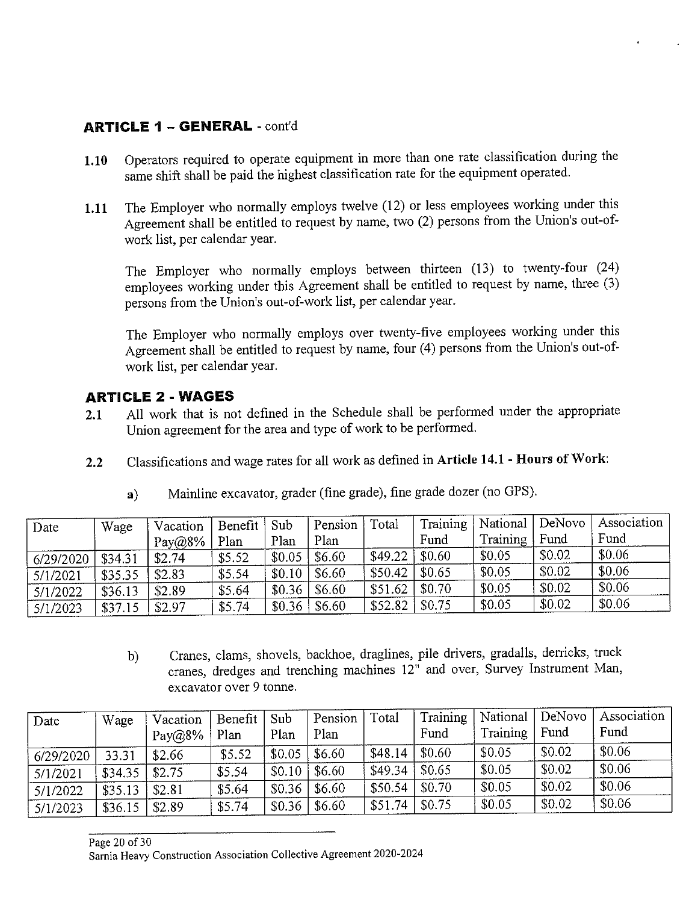## ARTICLE 1 – GENERAL - cont'd

**1.10** Operators required to operate equipment in more than one rate classification during the same shift shall be paid the highest classification rate for the equipment operated.

**1.11** The Employer who normally employs twelve (12) or less employees working under this Agreement shall be entitled to request by name, two (2) persons from the Union's out-of-work list, per calendar year.

The Employer who normally employs between thirteen (13) to twenty-four (24) employees working under this Agreement shall be entitled to request by name, three (3) persons from the Union's out-of-work list, per calendar year.

The Employer who normally employs over twenty-five employees working under this Agreement shall be entitled to request by name, four (4) persons from the Union's out-of-work list, per calendar year.

## ARTICLE 2 - WAGES

**2.1** All work that is not defined in the Schedule shall be performed under the appropriate Union agreement for the area and type of work to be performed.

**2.2** Classifications and wage rates for all work as defined in **Article 14.1 - Hours of Work**:

**a)** Mainline excavator, grader (fine grade), fine grade dozer (no GPS).

| Date | Wage | Vacation Pay@8% | Benefit Plan | Sub Plan | Pension Plan | Total | Training Fund | National Training | DeNovo Fund | Association Fund |
|---|---|---|---|---|---|---|---|---|---|---|
| 6/29/2020 | $34.31 | $2.74 | $5.52 | $0.05 | $6.60 | $49.22 | $0.60 | $0.05 | $0.02 | $0.06 |
| 5/1/2021 | $35.35 | $2.83 | $5.54 | $0.10 | $6.60 | $50.42 | $0.65 | $0.05 | $0.02 | $0.06 |
| 5/1/2022 | $36.13 | $2.89 | $5.64 | $0.36 | $6.60 | $51.62 | $0.70 | $0.05 | $0.02 | $0.06 |
| 5/1/2023 | $37.15 | $2.97 | $5.74 | $0.36 | $6.60 | $52.82 | $0.75 | $0.05 | $0.02 | $0.06 |

b) Cranes, clams, shovels, backhoe, draglines, pile drivers, gradalls, derricks, truck cranes, dredges and trenching machines 12" and over, Survey Instrument Man, excavator over 9 tonne.

| Date | Wage | Vacation Pay@8% | Benefit Plan | Sub Plan | Pension Plan | Total | Training Fund | National Training | DeNovo Fund | Association Fund |
|---|---|---|---|---|---|---|---|---|---|---|
| 6/29/2020 | 33.31 | $2.66 | $5.52 | $0.05 | $6.60 | $48.14 | $0.60 | $0.05 | $0.02 | $0.06 |
| 5/1/2021 | $34.35 | $2.75 | $5.54 | $0.10 | $6.60 | $49.34 | $0.65 | $0.05 | $0.02 | $0.06 |
| 5/1/2022 | $35.13 | $2.81 | $5.64 | $0.36 | $6.60 | $50.54 | $0.70 | $0.05 | $0.02 | $0.06 |
| 5/1/2023 | $36.15 | $2.89 | $5.74 | $0.36 | $6.60 | $51.74 | $0.75 | $0.05 | $0.02 | $0.06 |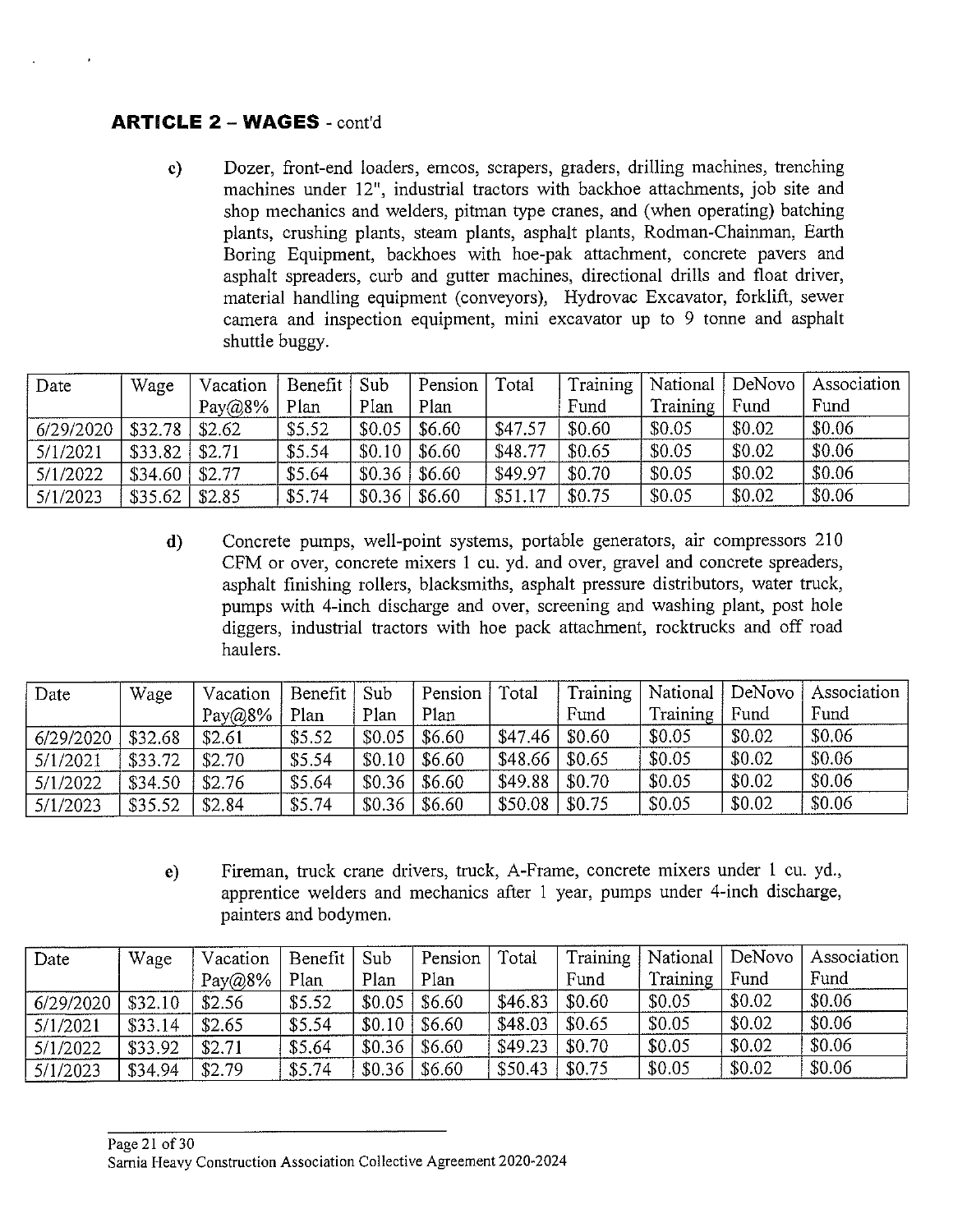## ARTICLE 2 – WAGES - cont'd

c) Dozer, front-end loaders, emcos, scrapers, graders, drilling machines, trenching machines under 12", industrial tractors with backhoe attachments, job site and shop mechanics and welders, pitman type cranes, and (when operating) batching plants, crushing plants, steam plants, asphalt plants, Rodman-Chainman, Earth Boring Equipment, backhoes with hoe-pak attachment, concrete pavers and asphalt spreaders, curb and gutter machines, directional drills and float driver, material handling equipment (conveyors), Hydrovac Excavator, forklift, sewer camera and inspection equipment, mini excavator up to 9 tonne and asphalt shuttle buggy.

| Date | Wage | Vacation Pay@8% | Benefit Plan | Sub Plan | Pension Plan | Total | Training Fund | National Training | DeNovo Fund | Association Fund |
|---|---|---|---|---|---|---|---|---|---|---|
| 6/29/2020 | $32.78 | $2.62 | $5.52 | $0.05 | $6.60 | $47.57 | $0.60 | $0.05 | $0.02 | $0.06 |
| 5/1/2021 | $33.82 | $2.71 | $5.54 | $0.10 | $6.60 | $48.77 | $0.65 | $0.05 | $0.02 | $0.06 |
| 5/1/2022 | $34.60 | $2.77 | $5.64 | $0.36 | $6.60 | $49.97 | $0.70 | $0.05 | $0.02 | $0.06 |
| 5/1/2023 | $35.62 | $2.85 | $5.74 | $0.36 | $6.60 | $51.17 | $0.75 | $0.05 | $0.02 | $0.06 |

d) Concrete pumps, well-point systems, portable generators, air compressors 210 CFM or over, concrete mixers 1 cu. yd. and over, gravel and concrete spreaders, asphalt finishing rollers, blacksmiths, asphalt pressure distributors, water truck, pumps with 4-inch discharge and over, screening and washing plant, post hole diggers, industrial tractors with hoe pack attachment, rocktrucks and off road haulers.

| Date | Wage | Vacation Pay@8% | Benefit Plan | Sub Plan | Pension Plan | Total | Training Fund | National Training | DeNovo Fund | Association Fund |
|---|---|---|---|---|---|---|---|---|---|---|
| 6/29/2020 | $32.68 | $2.61 | $5.52 | $0.05 | $6.60 | $47.46 | $0.60 | $0.05 | $0.02 | $0.06 |
| 5/1/2021 | $33.72 | $2.70 | $5.54 | $0.10 | $6.60 | $48.66 | $0.65 | $0.05 | $0.02 | $0.06 |
| 5/1/2022 | $34.50 | $2.76 | $5.64 | $0.36 | $6.60 | $49.88 | $0.70 | $0.05 | $0.02 | $0.06 |
| 5/1/2023 | $35.52 | $2.84 | $5.74 | $0.36 | $6.60 | $50.08 | $0.75 | $0.05 | $0.02 | $0.06 |

e) Fireman, truck crane drivers, truck, A-Frame, concrete mixers under 1 cu. yd., apprentice welders and mechanics after 1 year, pumps under 4-inch discharge, painters and bodymen.

| Date | Wage | Vacation Pay@8% | Benefit Plan | Sub Plan | Pension Plan | Total | Training Fund | National Training | DeNovo Fund | Association Fund |
|---|---|---|---|---|---|---|---|---|---|---|
| 6/29/2020 | $32.10 | $2.56 | $5.52 | $0.05 | $6.60 | $46.83 | $0.60 | $0.05 | $0.02 | $0.06 |
| 5/1/2021 | $33.14 | $2.65 | $5.54 | $0.10 | $6.60 | $48.03 | $0.65 | $0.05 | $0.02 | $0.06 |
| 5/1/2022 | $33.92 | $2.71 | $5.64 | $0.36 | $6.60 | $49.23 | $0.70 | $0.05 | $0.02 | $0.06 |
| 5/1/2023 | $34.94 | $2.79 | $5.74 | $0.36 | $6.60 | $50.43 | $0.75 | $0.05 | $0.02 | $0.06 |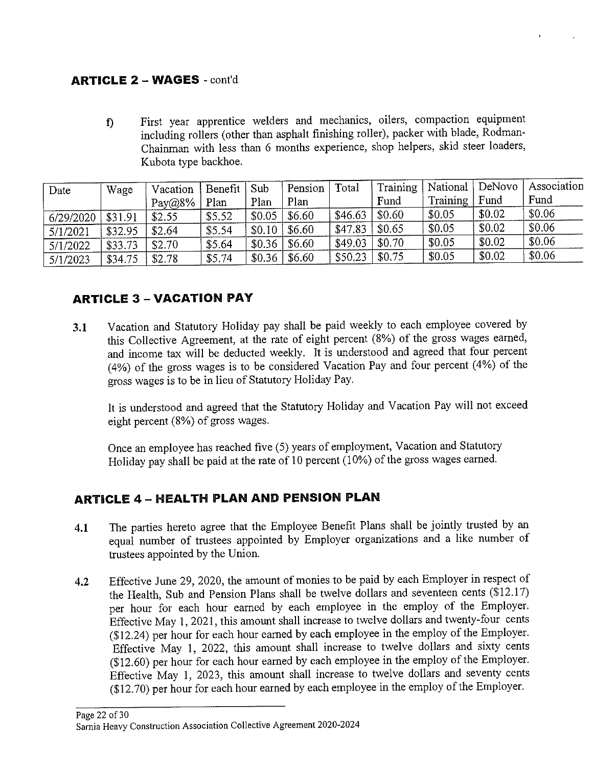## ARTICLE 2 – WAGES - cont'd

f) First year apprentice welders and mechanics, oilers, compaction equipment including rollers (other than asphalt finishing roller), packer with blade, Rodman-Chainman with less than 6 months experience, shop helpers, skid steer loaders, Kubota type backhoe.

| Date | Wage | Vacation Pay@8% | Benefit Plan | Sub Plan | Pension Plan | Total | Training Fund | National Training | DeNovo Fund | Association Fund |
|---|---|---|---|---|---|---|---|---|---|---|
| 6/29/2020 | $31.91 | $2.55 | $5.52 | $0.05 | $6.60 | $46.63 | $0.60 | $0.05 | $0.02 | $0.06 |
| 5/1/2021 | $32.95 | $2.64 | $5.54 | $0.10 | $6.60 | $47.83 | $0.65 | $0.05 | $0.02 | $0.06 |
| 5/1/2022 | $33.73 | $2.70 | $5.64 | $0.36 | $6.60 | $49.03 | $0.70 | $0.05 | $0.02 | $0.06 |
| 5/1/2023 | $34.75 | $2.78 | $5.74 | $0.36 | $6.60 | $50.23 | $0.75 | $0.05 | $0.02 | $0.06 |

## ARTICLE 3 – VACATION PAY

3.1 Vacation and Statutory Holiday pay shall be paid weekly to each employee covered by this Collective Agreement, at the rate of eight percent (8%) of the gross wages earned, and income tax will be deducted weekly. It is understood and agreed that four percent (4%) of the gross wages is to be considered Vacation Pay and four percent (4%) of the gross wages is to be in lieu of Statutory Holiday Pay.

It is understood and agreed that the Statutory Holiday and Vacation Pay will not exceed eight percent (8%) of gross wages.

Once an employee has reached five (5) years of employment, Vacation and Statutory Holiday pay shall be paid at the rate of 10 percent (10%) of the gross wages earned.

## ARTICLE 4 – HEALTH PLAN AND PENSION PLAN

4.1 The parties hereto agree that the Employee Benefit Plans shall be jointly trusted by an equal number of trustees appointed by Employer organizations and a like number of trustees appointed by the Union.

4.2 Effective June 29, 2020, the amount of monies to be paid by each Employer in respect of the Health, Sub and Pension Plans shall be twelve dollars and seventeen cents ($12.17) per hour for each hour earned by each employee in the employ of the Employer. Effective May 1, 2021, this amount shall increase to twelve dollars and twenty-four cents ($12.24) per hour for each hour earned by each employee in the employ of the Employer. Effective May 1, 2022, this amount shall increase to twelve dollars and sixty cents ($12.60) per hour for each hour earned by each employee in the employ of the Employer. Effective May 1, 2023, this amount shall increase to twelve dollars and seventy cents ($12.70) per hour for each hour earned by each employee in the employ of the Employer.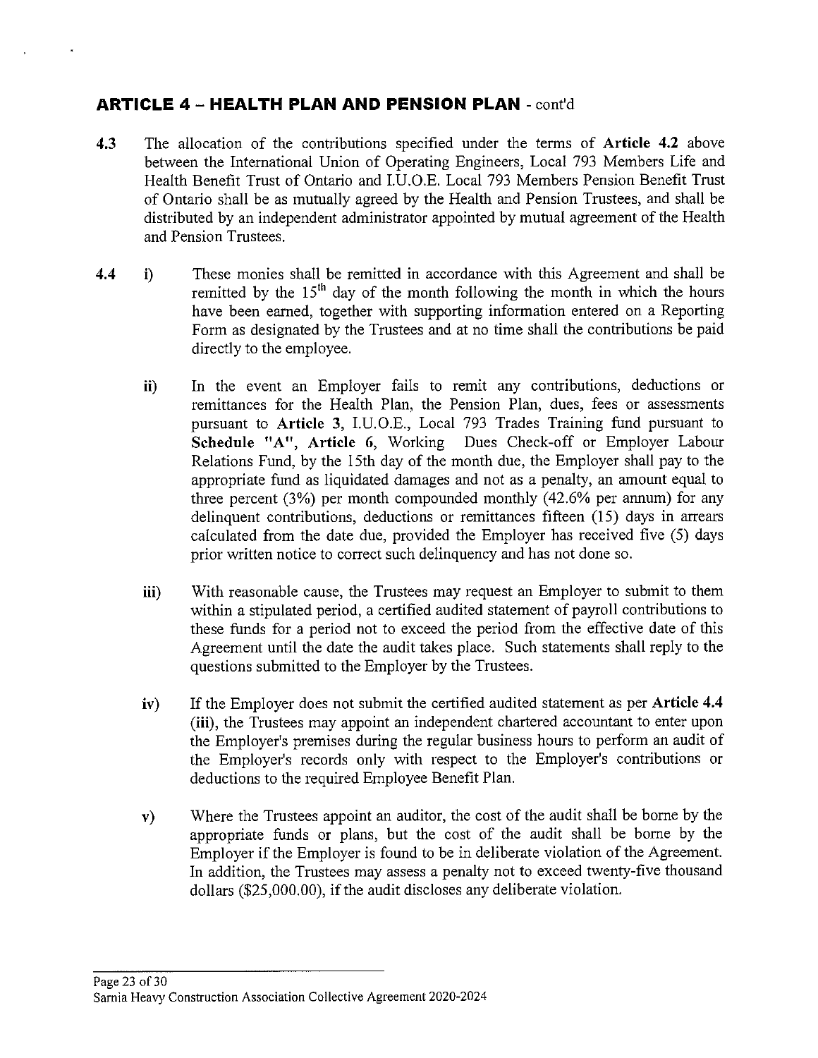## ARTICLE 4 – HEALTH PLAN AND PENSION PLAN - cont'd

**4.3** The allocation of the contributions specified under the terms of **Article 4.2** above between the International Union of Operating Engineers, Local 793 Members Life and Health Benefit Trust of Ontario and I.U.O.E. Local 793 Members Pension Benefit Trust of Ontario shall be as mutually agreed by the Health and Pension Trustees, and shall be distributed by an independent administrator appointed by mutual agreement of the Health and Pension Trustees.

**4.4** **i)** These monies shall be remitted in accordance with this Agreement and shall be remitted by the 15th day of the month following the month in which the hours have been earned, together with supporting information entered on a Reporting Form as designated by the Trustees and at no time shall the contributions be paid directly to the employee.

**ii)** In the event an Employer fails to remit any contributions, deductions or remittances for the Health Plan, the Pension Plan, dues, fees or assessments pursuant to **Article 3**, I.U.O.E., Local 793 Trades Training fund pursuant to **Schedule "A", Article 6**, Working Dues Check-off or Employer Labour Relations Fund, by the 15th day of the month due, the Employer shall pay to the appropriate fund as liquidated damages and not as a penalty, an amount equal to three percent (3%) per month compounded monthly (42.6% per annum) for any delinquent contributions, deductions or remittances fifteen (15) days in arrears calculated from the date due, provided the Employer has received five (5) days prior written notice to correct such delinquency and has not done so.

**iii)** With reasonable cause, the Trustees may request an Employer to submit to them within a stipulated period, a certified audited statement of payroll contributions to these funds for a period not to exceed the period from the effective date of this Agreement until the date the audit takes place. Such statements shall reply to the questions submitted to the Employer by the Trustees.

**iv)** If the Employer does not submit the certified audited statement as per **Article 4.4 (iii)**, the Trustees may appoint an independent chartered accountant to enter upon the Employer's premises during the regular business hours to perform an audit of the Employer's records only with respect to the Employer's contributions or deductions to the required Employee Benefit Plan.

**v)** Where the Trustees appoint an auditor, the cost of the audit shall be borne by the appropriate funds or plans, but the cost of the audit shall be borne by the Employer if the Employer is found to be in deliberate violation of the Agreement. In addition, the Trustees may assess a penalty not to exceed twenty-five thousand dollars ($25,000.00), if the audit discloses any deliberate violation.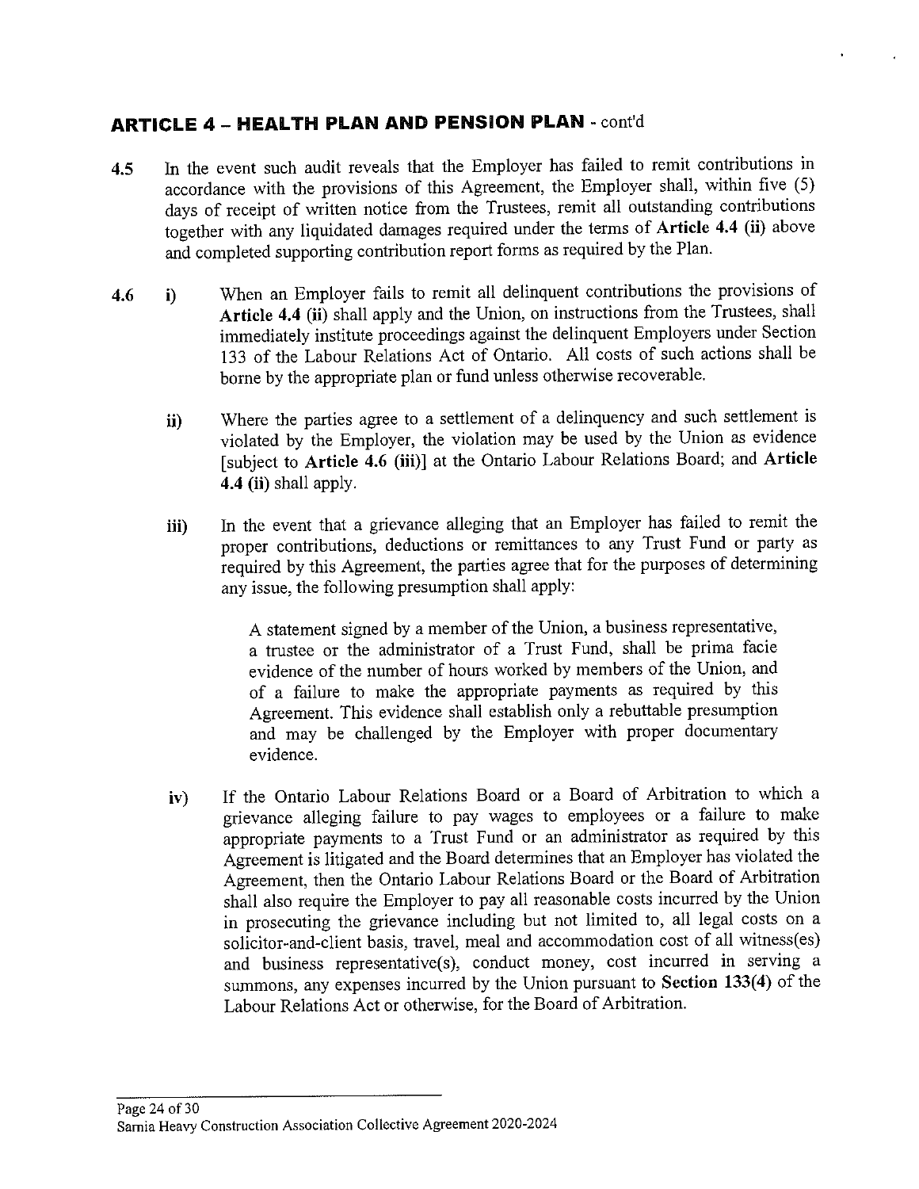## ARTICLE 4 – HEALTH PLAN AND PENSION PLAN - cont'd

**4.5** In the event such audit reveals that the Employer has failed to remit contributions in accordance with the provisions of this Agreement, the Employer shall, within five (5) days of receipt of written notice from the Trustees, remit all outstanding contributions together with any liquidated damages required under the terms of **Article 4.4 (ii)** above and completed supporting contribution report forms as required by the Plan.

**4.6** **i)** When an Employer fails to remit all delinquent contributions the provisions of **Article 4.4 (ii)** shall apply and the Union, on instructions from the Trustees, shall immediately institute proceedings against the delinquent Employers under Section 133 of the Labour Relations Act of Ontario. All costs of such actions shall be borne by the appropriate plan or fund unless otherwise recoverable.

**ii)** Where the parties agree to a settlement of a delinquency and such settlement is violated by the Employer, the violation may be used by the Union as evidence [subject to **Article 4.6 (iii)**] at the Ontario Labour Relations Board; and **Article 4.4 (ii)** shall apply.

**iii)** In the event that a grievance alleging that an Employer has failed to remit the proper contributions, deductions or remittances to any Trust Fund or party as required by this Agreement, the parties agree that for the purposes of determining any issue, the following presumption shall apply:

> A statement signed by a member of the Union, a business representative, a trustee or the administrator of a Trust Fund, shall be prima facie evidence of the number of hours worked by members of the Union, and of a failure to make the appropriate payments as required by this Agreement. This evidence shall establish only a rebuttable presumption and may be challenged by the Employer with proper documentary evidence.

**iv)** If the Ontario Labour Relations Board or a Board of Arbitration to which a grievance alleging failure to pay wages to employees or a failure to make appropriate payments to a Trust Fund or an administrator as required by this Agreement is litigated and the Board determines that an Employer has violated the Agreement, then the Ontario Labour Relations Board or the Board of Arbitration shall also require the Employer to pay all reasonable costs incurred by the Union in prosecuting the grievance including but not limited to, all legal costs on a solicitor-and-client basis, travel, meal and accommodation cost of all witness(es) and business representative(s), conduct money, cost incurred in serving a summons, any expenses incurred by the Union pursuant to **Section 133(4)** of the Labour Relations Act or otherwise, for the Board of Arbitration.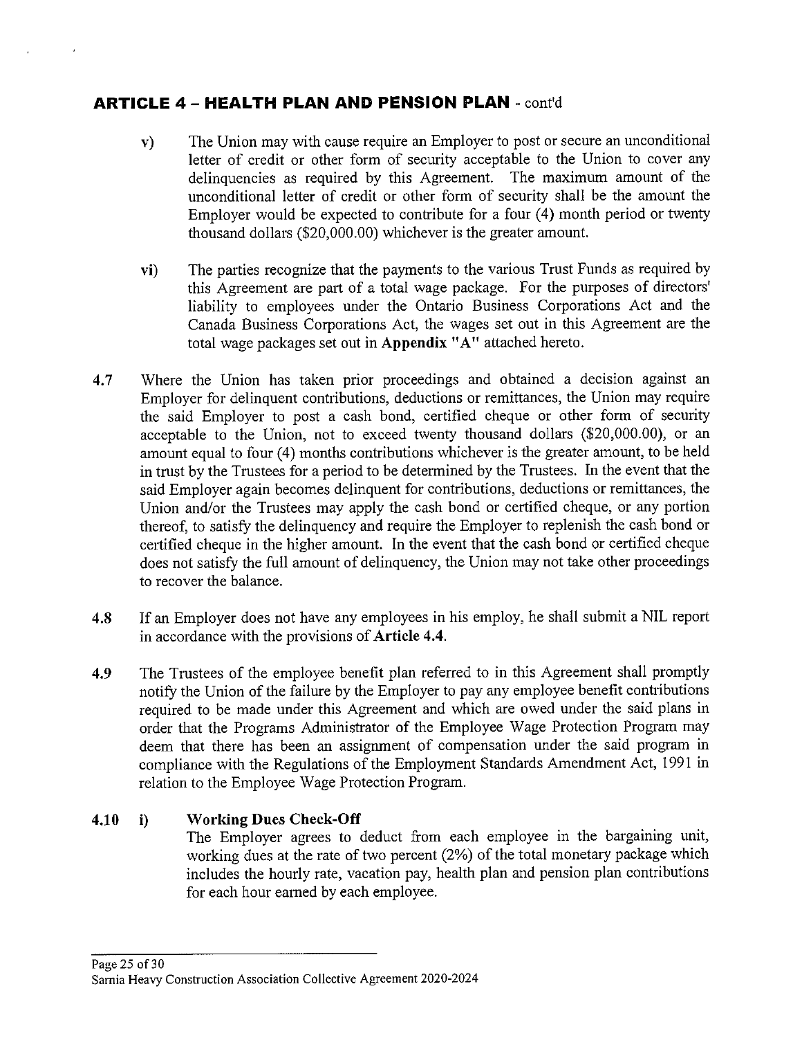## ARTICLE 4 – HEALTH PLAN AND PENSION PLAN - cont'd

v) The Union may with cause require an Employer to post or secure an unconditional letter of credit or other form of security acceptable to the Union to cover any delinquencies as required by this Agreement. The maximum amount of the unconditional letter of credit or other form of security shall be the amount the Employer would be expected to contribute for a four (4) month period or twenty thousand dollars ($20,000.00) whichever is the greater amount.

vi) The parties recognize that the payments to the various Trust Funds as required by this Agreement are part of a total wage package. For the purposes of directors' liability to employees under the Ontario Business Corporations Act and the Canada Business Corporations Act, the wages set out in this Agreement are the total wage packages set out in **Appendix "A"** attached hereto.

**4.7** Where the Union has taken prior proceedings and obtained a decision against an Employer for delinquent contributions, deductions or remittances, the Union may require the said Employer to post a cash bond, certified cheque or other form of security acceptable to the Union, not to exceed twenty thousand dollars ($20,000.00), or an amount equal to four (4) months contributions whichever is the greater amount, to be held in trust by the Trustees for a period to be determined by the Trustees. In the event that the said Employer again becomes delinquent for contributions, deductions or remittances, the Union and/or the Trustees may apply the cash bond or certified cheque, or any portion thereof, to satisfy the delinquency and require the Employer to replenish the cash bond or certified cheque in the higher amount. In the event that the cash bond or certified cheque does not satisfy the full amount of delinquency, the Union may not take other proceedings to recover the balance.

**4.8** If an Employer does not have any employees in his employ, he shall submit a NIL report in accordance with the provisions of **Article 4.4**.

**4.9** The Trustees of the employee benefit plan referred to in this Agreement shall promptly notify the Union of the failure by the Employer to pay any employee benefit contributions required to be made under this Agreement and which are owed under the said plans in order that the Programs Administrator of the Employee Wage Protection Program may deem that there has been an assignment of compensation under the said program in compliance with the Regulations of the Employment Standards Amendment Act, 1991 in relation to the Employee Wage Protection Program.

**4.10 i) Working Dues Check-Off**

The Employer agrees to deduct from each employee in the bargaining unit, working dues at the rate of two percent (2%) of the total monetary package which includes the hourly rate, vacation pay, health plan and pension plan contributions for each hour earned by each employee.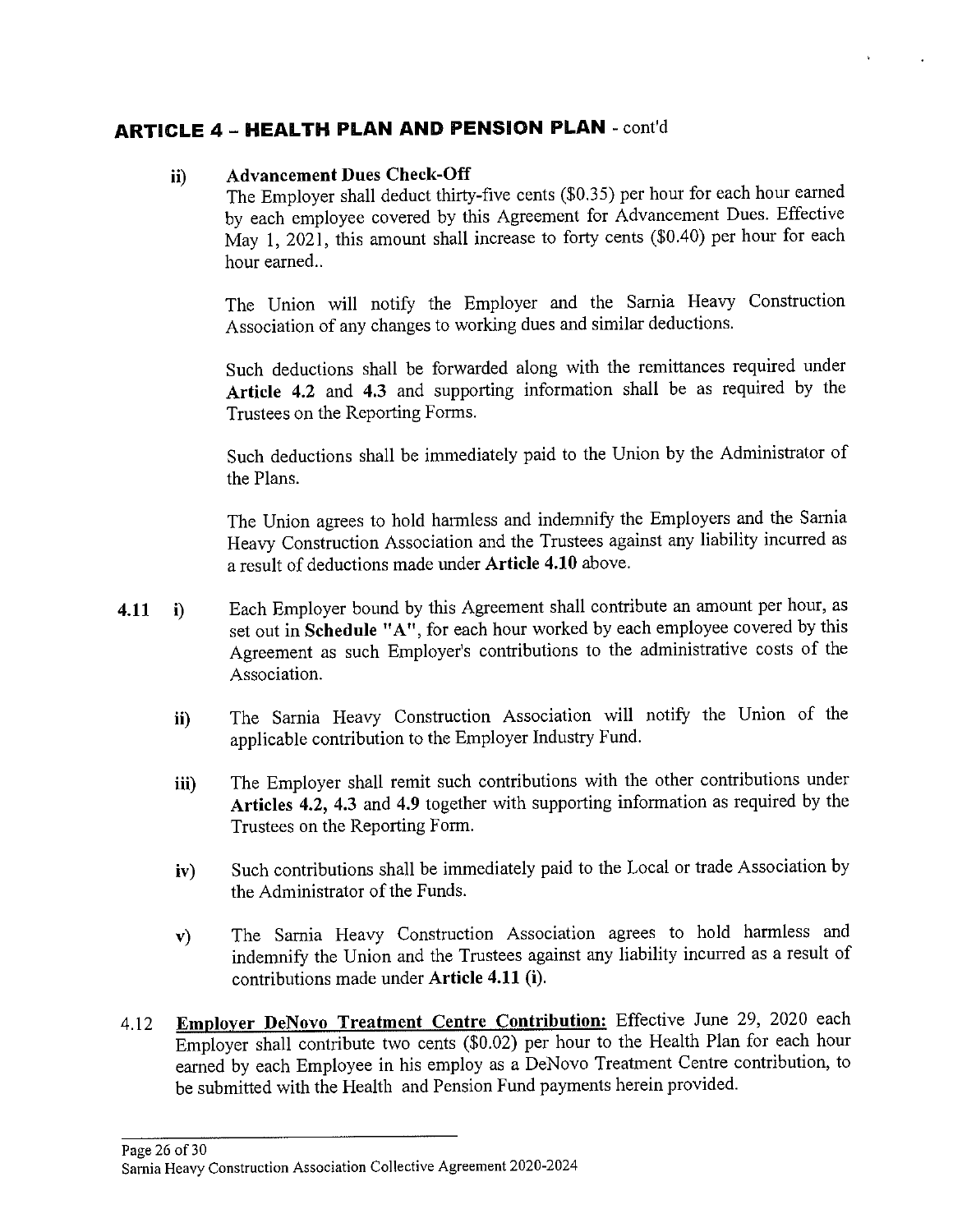## ARTICLE 4 – HEALTH PLAN AND PENSION PLAN - cont'd

ii) **Advancement Dues Check-Off**
The Employer shall deduct thirty-five cents ($0.35) per hour for each hour earned by each employee covered by this Agreement for Advancement Dues. Effective May 1, 2021, this amount shall increase to forty cents ($0.40) per hour for each hour earned..

The Union will notify the Employer and the Sarnia Heavy Construction Association of any changes to working dues and similar deductions.

Such deductions shall be forwarded along with the remittances required under **Article 4.2** and **4.3** and supporting information shall be as required by the Trustees on the Reporting Forms.

Such deductions shall be immediately paid to the Union by the Administrator of the Plans.

The Union agrees to hold harmless and indemnify the Employers and the Sarnia Heavy Construction Association and the Trustees against any liability incurred as a result of deductions made under **Article 4.10** above.

**4.11** i) Each Employer bound by this Agreement shall contribute an amount per hour, as set out in **Schedule "A"**, for each hour worked by each employee covered by this Agreement as such Employer's contributions to the administrative costs of the Association.

ii) The Sarnia Heavy Construction Association will notify the Union of the applicable contribution to the Employer Industry Fund.

iii) The Employer shall remit such contributions with the other contributions under **Articles 4.2, 4.3** and **4.9** together with supporting information as required by the Trustees on the Reporting Form.

iv) Such contributions shall be immediately paid to the Local or trade Association by the Administrator of the Funds.

v) The Sarnia Heavy Construction Association agrees to hold harmless and indemnify the Union and the Trustees against any liability incurred as a result of contributions made under **Article 4.11 (i)**.

4.12 **Employer DeNovo Treatment Centre Contribution:** Effective June 29, 2020 each Employer shall contribute two cents ($0.02) per hour to the Health Plan for each hour earned by each Employee in his employ as a DeNovo Treatment Centre contribution, to be submitted with the Health and Pension Fund payments herein provided.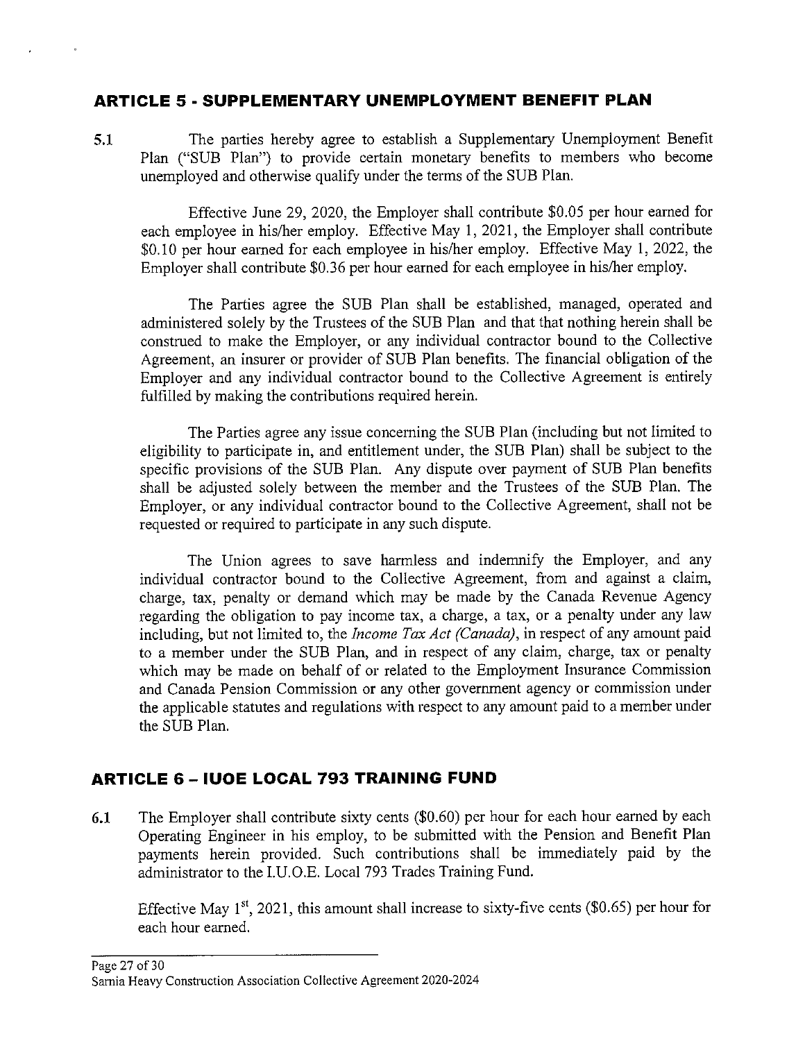## ARTICLE 5 - SUPPLEMENTARY UNEMPLOYMENT BENEFIT PLAN

5.1 The parties hereby agree to establish a Supplementary Unemployment Benefit Plan ("SUB Plan") to provide certain monetary benefits to members who become unemployed and otherwise qualify under the terms of the SUB Plan.

Effective June 29, 2020, the Employer shall contribute $0.05 per hour earned for each employee in his/her employ. Effective May 1, 2021, the Employer shall contribute $0.10 per hour earned for each employee in his/her employ. Effective May 1, 2022, the Employer shall contribute $0.36 per hour earned for each employee in his/her employ.

The Parties agree the SUB Plan shall be established, managed, operated and administered solely by the Trustees of the SUB Plan and that that nothing herein shall be construed to make the Employer, or any individual contractor bound to the Collective Agreement, an insurer or provider of SUB Plan benefits. The financial obligation of the Employer and any individual contractor bound to the Collective Agreement is entirely fulfilled by making the contributions required herein.

The Parties agree any issue concerning the SUB Plan (including but not limited to eligibility to participate in, and entitlement under, the SUB Plan) shall be subject to the specific provisions of the SUB Plan. Any dispute over payment of SUB Plan benefits shall be adjusted solely between the member and the Trustees of the SUB Plan. The Employer, or any individual contractor bound to the Collective Agreement, shall not be requested or required to participate in any such dispute.

The Union agrees to save harmless and indemnify the Employer, and any individual contractor bound to the Collective Agreement, from and against a claim, charge, tax, penalty or demand which may be made by the Canada Revenue Agency regarding the obligation to pay income tax, a charge, a tax, or a penalty under any law including, but not limited to, the *Income Tax Act (Canada)*, in respect of any amount paid to a member under the SUB Plan, and in respect of any claim, charge, tax or penalty which may be made on behalf of or related to the Employment Insurance Commission and Canada Pension Commission or any other government agency or commission under the applicable statutes and regulations with respect to any amount paid to a member under the SUB Plan.

## ARTICLE 6 – IUOE LOCAL 793 TRAINING FUND

6.1 The Employer shall contribute sixty cents ($0.60) per hour for each hour earned by each Operating Engineer in his employ, to be submitted with the Pension and Benefit Plan payments herein provided. Such contributions shall be immediately paid by the administrator to the I.U.O.E. Local 793 Trades Training Fund.

Effective May 1st, 2021, this amount shall increase to sixty-five cents ($0.65) per hour for each hour earned.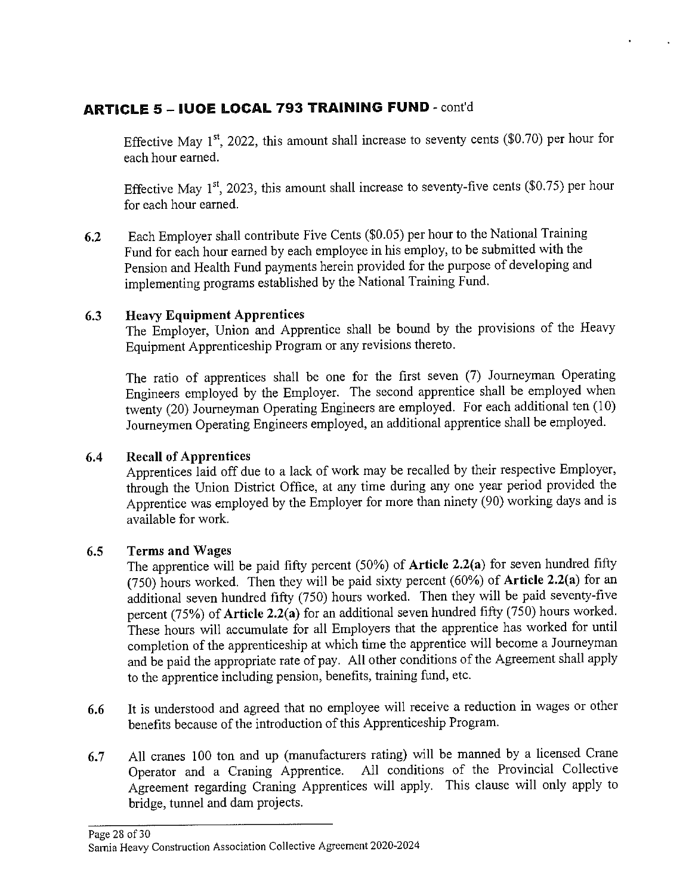## ARTICLE 5 – IUOE LOCAL 793 TRAINING FUND - cont'd

Effective May 1st, 2022, this amount shall increase to seventy cents ($0.70) per hour for each hour earned.

Effective May 1st, 2023, this amount shall increase to seventy-five cents ($0.75) per hour for each hour earned.

**6.2** Each Employer shall contribute Five Cents ($0.05) per hour to the National Training Fund for each hour earned by each employee in his employ, to be submitted with the Pension and Health Fund payments herein provided for the purpose of developing and implementing programs established by the National Training Fund.

**6.3 Heavy Equipment Apprentices**

The Employer, Union and Apprentice shall be bound by the provisions of the Heavy Equipment Apprenticeship Program or any revisions thereto.

The ratio of apprentices shall be one for the first seven (7) Journeyman Operating Engineers employed by the Employer. The second apprentice shall be employed when twenty (20) Journeyman Operating Engineers are employed. For each additional ten (10) Journeymen Operating Engineers employed, an additional apprentice shall be employed.

**6.4 Recall of Apprentices**

Apprentices laid off due to a lack of work may be recalled by their respective Employer, through the Union District Office, at any time during any one year period provided the Apprentice was employed by the Employer for more than ninety (90) working days and is available for work.

**6.5 Terms and Wages**

The apprentice will be paid fifty percent (50%) of **Article 2.2(a)** for seven hundred fifty (750) hours worked. Then they will be paid sixty percent (60%) of **Article 2.2(a)** for an additional seven hundred fifty (750) hours worked. Then they will be paid seventy-five percent (75%) of **Article 2.2(a)** for an additional seven hundred fifty (750) hours worked. These hours will accumulate for all Employers that the apprentice has worked for until completion of the apprenticeship at which time the apprentice will become a Journeyman and be paid the appropriate rate of pay. All other conditions of the Agreement shall apply to the apprentice including pension, benefits, training fund, etc.

**6.6** It is understood and agreed that no employee will receive a reduction in wages or other benefits because of the introduction of this Apprenticeship Program.

**6.7** All cranes 100 ton and up (manufacturers rating) will be manned by a licensed Crane Operator and a Craning Apprentice. All conditions of the Provincial Collective Agreement regarding Craning Apprentices will apply. This clause will only apply to bridge, tunnel and dam projects.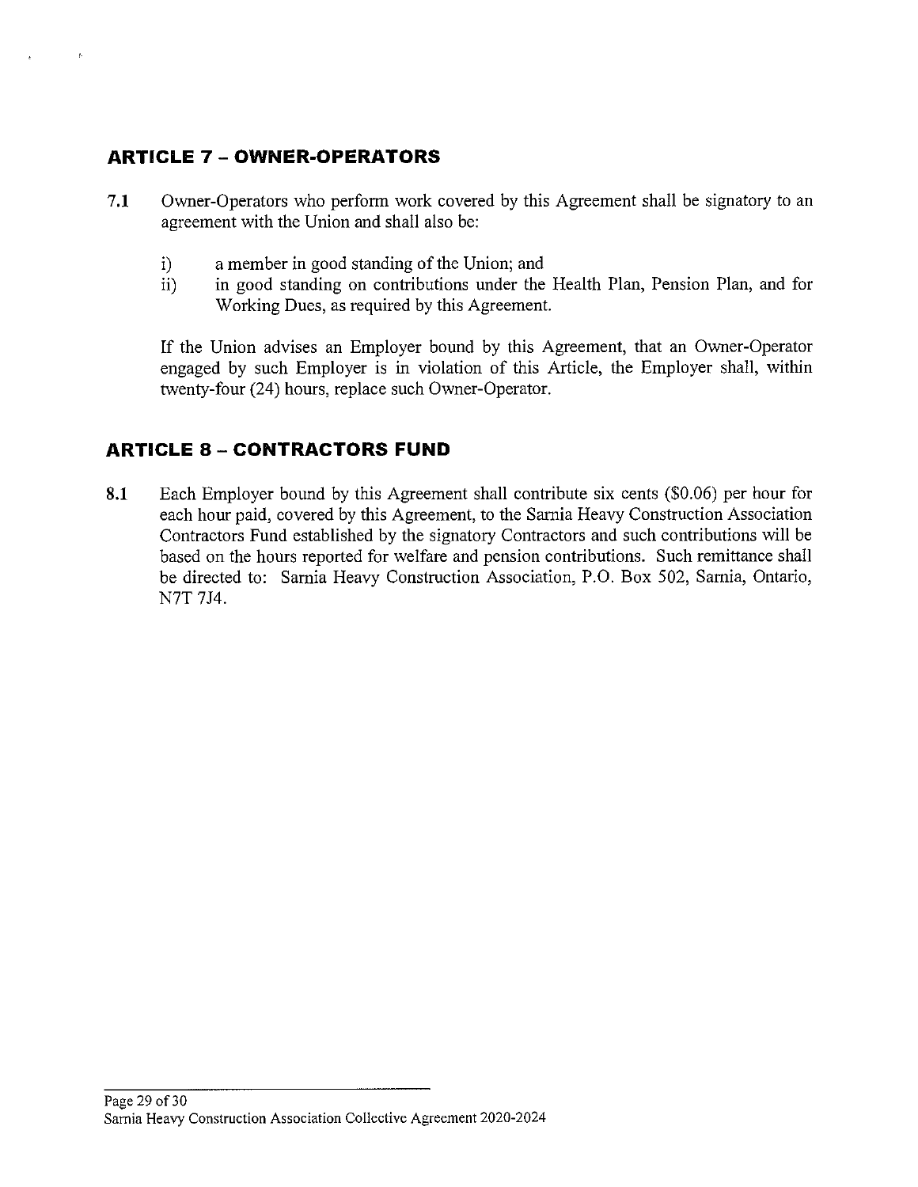## ARTICLE 7 – OWNER-OPERATORS

**7.1** Owner-Operators who perform work covered by this Agreement shall be signatory to an agreement with the Union and shall also be:

i) a member in good standing of the Union; and
ii) in good standing on contributions under the Health Plan, Pension Plan, and for Working Dues, as required by this Agreement.

If the Union advises an Employer bound by this Agreement, that an Owner-Operator engaged by such Employer is in violation of this Article, the Employer shall, within twenty-four (24) hours, replace such Owner-Operator.

## ARTICLE 8 – CONTRACTORS FUND

**8.1** Each Employer bound by this Agreement shall contribute six cents ($0.06) per hour for each hour paid, covered by this Agreement, to the Sarnia Heavy Construction Association Contractors Fund established by the signatory Contractors and such contributions will be based on the hours reported for welfare and pension contributions. Such remittance shall be directed to: Sarnia Heavy Construction Association, P.O. Box 502, Sarnia, Ontario, N7T 7J4.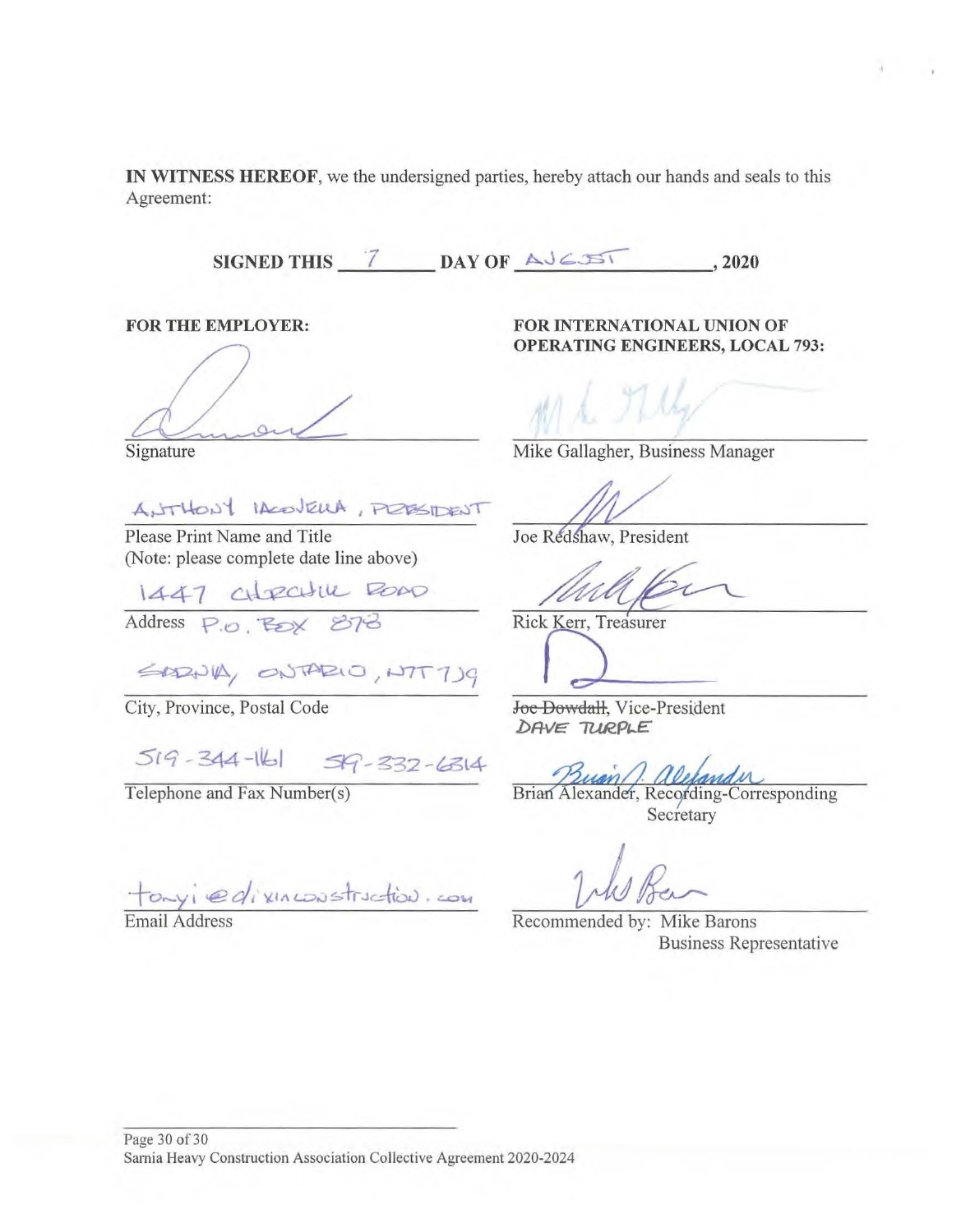**IN WITNESS HEREOF**, we the undersigned parties, hereby attach our hands and seals to this Agreement:

**SIGNED THIS** 7 **DAY OF** AUGUST **, 2020**

**FOR THE EMPLOYER:**

(signature)

Signature

ANTHONY IACOVELLA, PRESIDENT

Please Print Name and Title
(Note: please complete date line above)

1447 CHURCHILL ROAD

Address P.O. BOX 878

SARNIA, ONTARIO, N7T 7J9

City, Province, Postal Code

519-344-1161 519-332-6314

Telephone and Fax Number(s)

tonyi@dixinconstruction.com

Email Address

**FOR INTERNATIONAL UNION OF OPERATING ENGINEERS, LOCAL 793:**

(signature)

Mike Gallagher, Business Manager

(signature)

Joe Redshaw, President

(signature)

Rick Kerr, Treasurer

(signature)

~~Joe Dowdall~~, Vice-President
DAVE TURPLE

(signature)

Brian Alexander, Recording-Corresponding Secretary

(signature)

Recommended by: Mike Barons
Business Representative